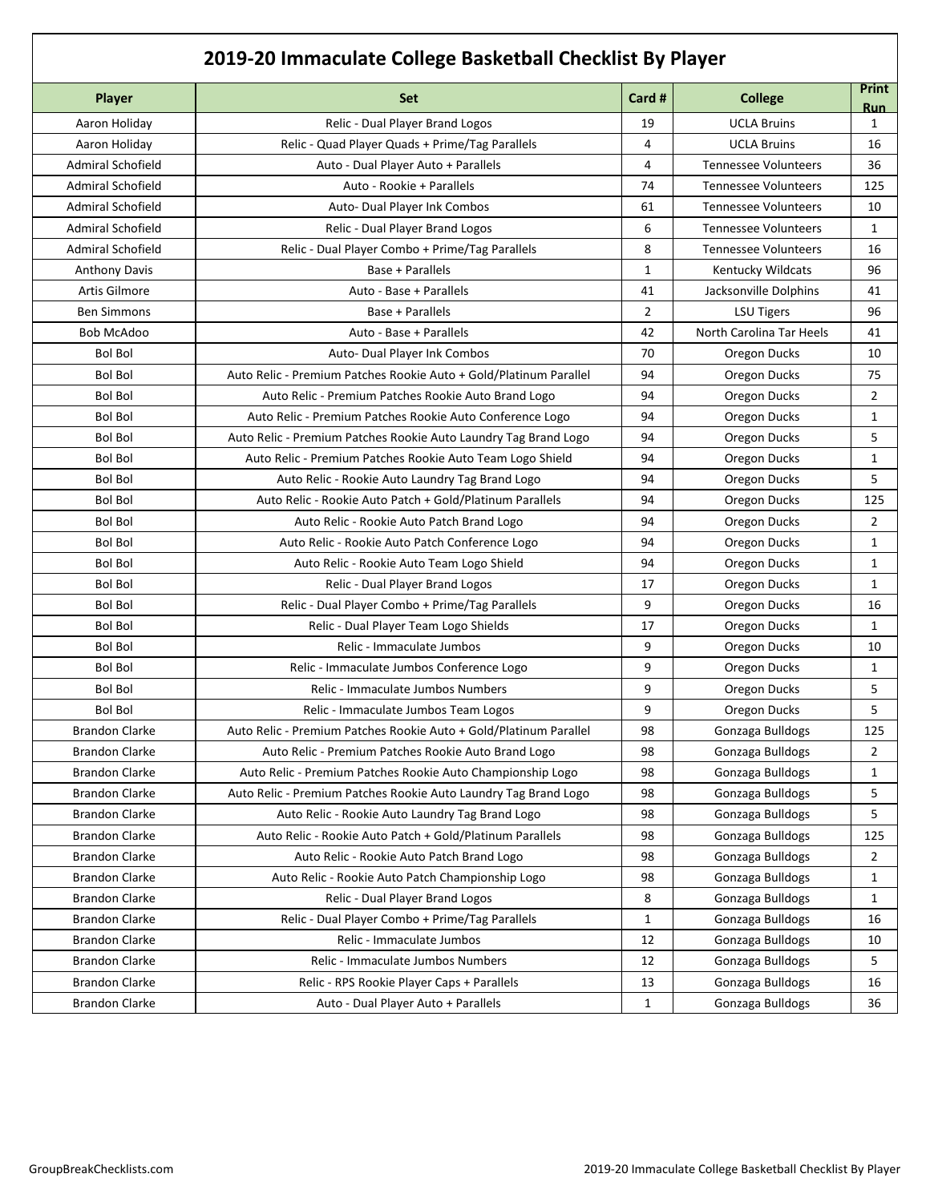# 2019-20 Immaculate College Basketball Checklist By Player

| Player | Set | Card # | College | Print Run |
|---|---|---|---|---|
| Aaron Holiday | Relic - Dual Player Brand Logos | 19 | UCLA Bruins | 1 |
| Aaron Holiday | Relic - Quad Player Quads + Prime/Tag Parallels | 4 | UCLA Bruins | 16 |
| Admiral Schofield | Auto - Dual Player Auto + Parallels | 4 | Tennessee Volunteers | 36 |
| Admiral Schofield | Auto - Rookie + Parallels | 74 | Tennessee Volunteers | 125 |
| Admiral Schofield | Auto- Dual Player Ink Combos | 61 | Tennessee Volunteers | 10 |
| Admiral Schofield | Relic - Dual Player Brand Logos | 6 | Tennessee Volunteers | 1 |
| Admiral Schofield | Relic - Dual Player Combo + Prime/Tag Parallels | 8 | Tennessee Volunteers | 16 |
| Anthony Davis | Base + Parallels | 1 | Kentucky Wildcats | 96 |
| Artis Gilmore | Auto - Base + Parallels | 41 | Jacksonville Dolphins | 41 |
| Ben Simmons | Base + Parallels | 2 | LSU Tigers | 96 |
| Bob McAdoo | Auto - Base + Parallels | 42 | North Carolina Tar Heels | 41 |
| Bol Bol | Auto- Dual Player Ink Combos | 70 | Oregon Ducks | 10 |
| Bol Bol | Auto Relic - Premium Patches Rookie Auto + Gold/Platinum Parallel | 94 | Oregon Ducks | 75 |
| Bol Bol | Auto Relic - Premium Patches Rookie Auto Brand Logo | 94 | Oregon Ducks | 2 |
| Bol Bol | Auto Relic - Premium Patches Rookie Auto Conference Logo | 94 | Oregon Ducks | 1 |
| Bol Bol | Auto Relic - Premium Patches Rookie Auto Laundry Tag Brand Logo | 94 | Oregon Ducks | 5 |
| Bol Bol | Auto Relic - Premium Patches Rookie Auto Team Logo Shield | 94 | Oregon Ducks | 1 |
| Bol Bol | Auto Relic - Rookie Auto Laundry Tag Brand Logo | 94 | Oregon Ducks | 5 |
| Bol Bol | Auto Relic - Rookie Auto Patch + Gold/Platinum Parallels | 94 | Oregon Ducks | 125 |
| Bol Bol | Auto Relic - Rookie Auto Patch Brand Logo | 94 | Oregon Ducks | 2 |
| Bol Bol | Auto Relic - Rookie Auto Patch Conference Logo | 94 | Oregon Ducks | 1 |
| Bol Bol | Auto Relic - Rookie Auto Team Logo Shield | 94 | Oregon Ducks | 1 |
| Bol Bol | Relic - Dual Player Brand Logos | 17 | Oregon Ducks | 1 |
| Bol Bol | Relic - Dual Player Combo + Prime/Tag Parallels | 9 | Oregon Ducks | 16 |
| Bol Bol | Relic - Dual Player Team Logo Shields | 17 | Oregon Ducks | 1 |
| Bol Bol | Relic - Immaculate Jumbos | 9 | Oregon Ducks | 10 |
| Bol Bol | Relic - Immaculate Jumbos Conference Logo | 9 | Oregon Ducks | 1 |
| Bol Bol | Relic - Immaculate Jumbos Numbers | 9 | Oregon Ducks | 5 |
| Bol Bol | Relic - Immaculate Jumbos Team Logos | 9 | Oregon Ducks | 5 |
| Brandon Clarke | Auto Relic - Premium Patches Rookie Auto + Gold/Platinum Parallel | 98 | Gonzaga Bulldogs | 125 |
| Brandon Clarke | Auto Relic - Premium Patches Rookie Auto Brand Logo | 98 | Gonzaga Bulldogs | 2 |
| Brandon Clarke | Auto Relic - Premium Patches Rookie Auto Championship Logo | 98 | Gonzaga Bulldogs | 1 |
| Brandon Clarke | Auto Relic - Premium Patches Rookie Auto Laundry Tag Brand Logo | 98 | Gonzaga Bulldogs | 5 |
| Brandon Clarke | Auto Relic - Rookie Auto Laundry Tag Brand Logo | 98 | Gonzaga Bulldogs | 5 |
| Brandon Clarke | Auto Relic - Rookie Auto Patch + Gold/Platinum Parallels | 98 | Gonzaga Bulldogs | 125 |
| Brandon Clarke | Auto Relic - Rookie Auto Patch Brand Logo | 98 | Gonzaga Bulldogs | 2 |
| Brandon Clarke | Auto Relic - Rookie Auto Patch Championship Logo | 98 | Gonzaga Bulldogs | 1 |
| Brandon Clarke | Relic - Dual Player Brand Logos | 8 | Gonzaga Bulldogs | 1 |
| Brandon Clarke | Relic - Dual Player Combo + Prime/Tag Parallels | 1 | Gonzaga Bulldogs | 16 |
| Brandon Clarke | Relic - Immaculate Jumbos | 12 | Gonzaga Bulldogs | 10 |
| Brandon Clarke | Relic - Immaculate Jumbos Numbers | 12 | Gonzaga Bulldogs | 5 |
| Brandon Clarke | Relic - RPS Rookie Player Caps + Parallels | 13 | Gonzaga Bulldogs | 16 |
| Brandon Clarke | Auto - Dual Player Auto + Parallels | 1 | Gonzaga Bulldogs | 36 |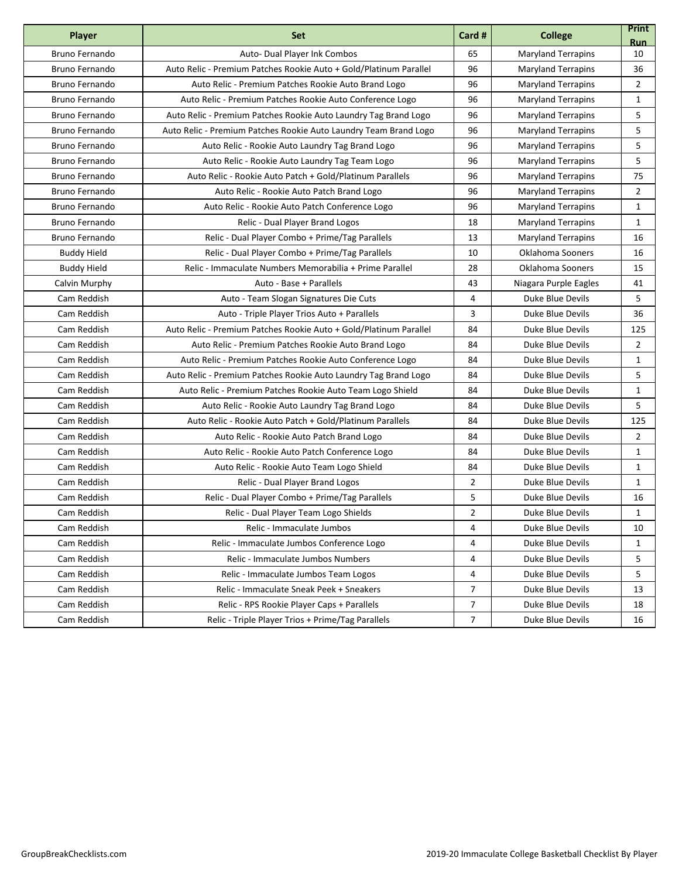| Player | Set | Card # | College | Print Run |
|---|---|---|---|---|
| Bruno Fernando | Auto- Dual Player Ink Combos | 65 | Maryland Terrapins | 10 |
| Bruno Fernando | Auto Relic - Premium Patches Rookie Auto + Gold/Platinum Parallel | 96 | Maryland Terrapins | 36 |
| Bruno Fernando | Auto Relic - Premium Patches Rookie Auto Brand Logo | 96 | Maryland Terrapins | 2 |
| Bruno Fernando | Auto Relic - Premium Patches Rookie Auto Conference Logo | 96 | Maryland Terrapins | 1 |
| Bruno Fernando | Auto Relic - Premium Patches Rookie Auto Laundry Tag Brand Logo | 96 | Maryland Terrapins | 5 |
| Bruno Fernando | Auto Relic - Premium Patches Rookie Auto Laundry Team Brand Logo | 96 | Maryland Terrapins | 5 |
| Bruno Fernando | Auto Relic - Rookie Auto Laundry Tag Brand Logo | 96 | Maryland Terrapins | 5 |
| Bruno Fernando | Auto Relic - Rookie Auto Laundry Tag Team Logo | 96 | Maryland Terrapins | 5 |
| Bruno Fernando | Auto Relic - Rookie Auto Patch + Gold/Platinum Parallels | 96 | Maryland Terrapins | 75 |
| Bruno Fernando | Auto Relic - Rookie Auto Patch Brand Logo | 96 | Maryland Terrapins | 2 |
| Bruno Fernando | Auto Relic - Rookie Auto Patch Conference Logo | 96 | Maryland Terrapins | 1 |
| Bruno Fernando | Relic - Dual Player Brand Logos | 18 | Maryland Terrapins | 1 |
| Bruno Fernando | Relic - Dual Player Combo + Prime/Tag Parallels | 13 | Maryland Terrapins | 16 |
| Buddy Hield | Relic - Dual Player Combo + Prime/Tag Parallels | 10 | Oklahoma Sooners | 16 |
| Buddy Hield | Relic - Immaculate Numbers Memorabilia + Prime Parallel | 28 | Oklahoma Sooners | 15 |
| Calvin Murphy | Auto - Base + Parallels | 43 | Niagara Purple Eagles | 41 |
| Cam Reddish | Auto - Team Slogan Signatures Die Cuts | 4 | Duke Blue Devils | 5 |
| Cam Reddish | Auto - Triple Player Trios Auto + Parallels | 3 | Duke Blue Devils | 36 |
| Cam Reddish | Auto Relic - Premium Patches Rookie Auto + Gold/Platinum Parallel | 84 | Duke Blue Devils | 125 |
| Cam Reddish | Auto Relic - Premium Patches Rookie Auto Brand Logo | 84 | Duke Blue Devils | 2 |
| Cam Reddish | Auto Relic - Premium Patches Rookie Auto Conference Logo | 84 | Duke Blue Devils | 1 |
| Cam Reddish | Auto Relic - Premium Patches Rookie Auto Laundry Tag Brand Logo | 84 | Duke Blue Devils | 5 |
| Cam Reddish | Auto Relic - Premium Patches Rookie Auto Team Logo Shield | 84 | Duke Blue Devils | 1 |
| Cam Reddish | Auto Relic - Rookie Auto Laundry Tag Brand Logo | 84 | Duke Blue Devils | 5 |
| Cam Reddish | Auto Relic - Rookie Auto Patch + Gold/Platinum Parallels | 84 | Duke Blue Devils | 125 |
| Cam Reddish | Auto Relic - Rookie Auto Patch Brand Logo | 84 | Duke Blue Devils | 2 |
| Cam Reddish | Auto Relic - Rookie Auto Patch Conference Logo | 84 | Duke Blue Devils | 1 |
| Cam Reddish | Auto Relic - Rookie Auto Team Logo Shield | 84 | Duke Blue Devils | 1 |
| Cam Reddish | Relic - Dual Player Brand Logos | 2 | Duke Blue Devils | 1 |
| Cam Reddish | Relic - Dual Player Combo + Prime/Tag Parallels | 5 | Duke Blue Devils | 16 |
| Cam Reddish | Relic - Dual Player Team Logo Shields | 2 | Duke Blue Devils | 1 |
| Cam Reddish | Relic - Immaculate Jumbos | 4 | Duke Blue Devils | 10 |
| Cam Reddish | Relic - Immaculate Jumbos Conference Logo | 4 | Duke Blue Devils | 1 |
| Cam Reddish | Relic - Immaculate Jumbos Numbers | 4 | Duke Blue Devils | 5 |
| Cam Reddish | Relic - Immaculate Jumbos Team Logos | 4 | Duke Blue Devils | 5 |
| Cam Reddish | Relic - Immaculate Sneak Peek + Sneakers | 7 | Duke Blue Devils | 13 |
| Cam Reddish | Relic - RPS Rookie Player Caps + Parallels | 7 | Duke Blue Devils | 18 |
| Cam Reddish | Relic - Triple Player Trios + Prime/Tag Parallels | 7 | Duke Blue Devils | 16 |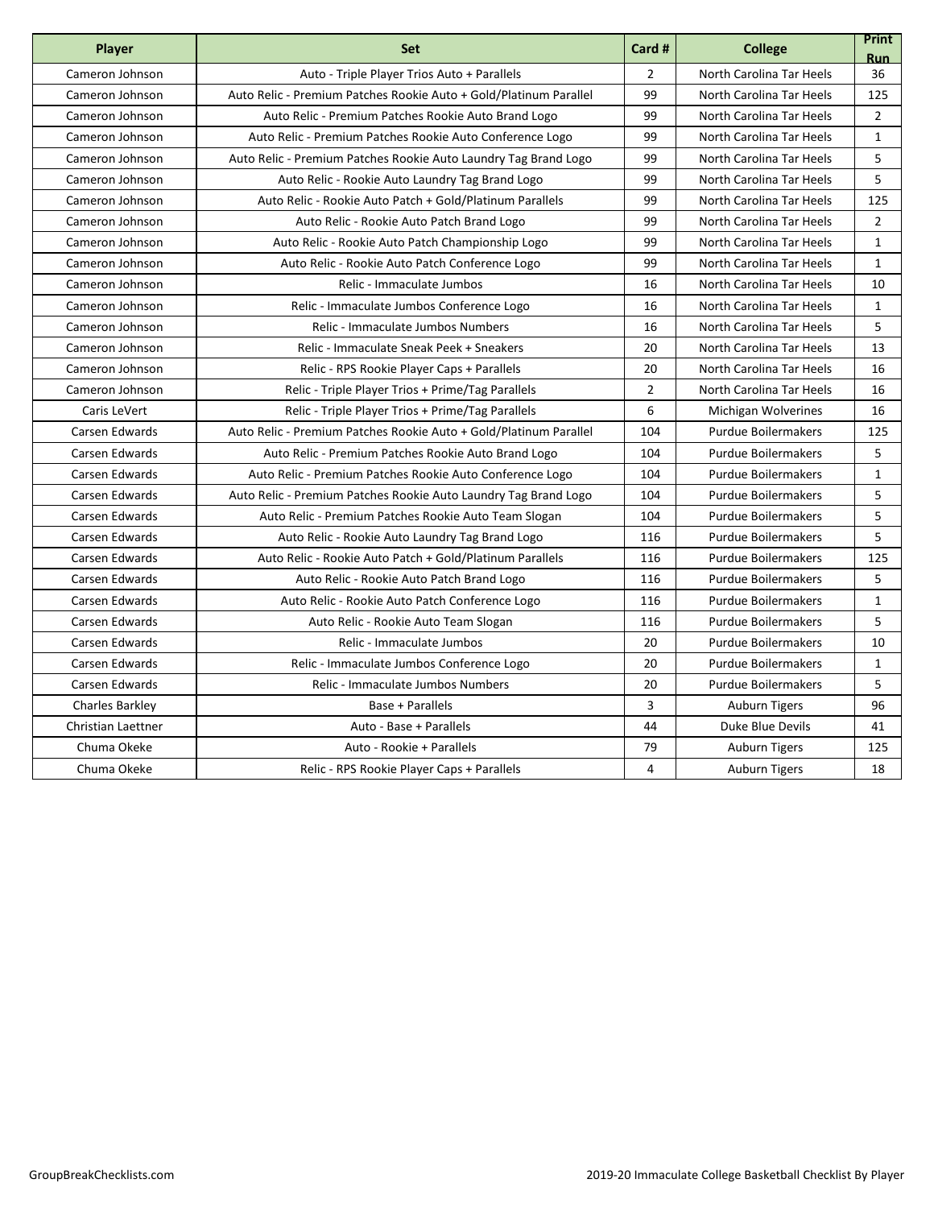| Player | Set | Card # | College | Print Run |
|---|---|---|---|---|
| Cameron Johnson | Auto - Triple Player Trios Auto + Parallels | 2 | North Carolina Tar Heels | 36 |
| Cameron Johnson | Auto Relic - Premium Patches Rookie Auto + Gold/Platinum Parallel | 99 | North Carolina Tar Heels | 125 |
| Cameron Johnson | Auto Relic - Premium Patches Rookie Auto Brand Logo | 99 | North Carolina Tar Heels | 2 |
| Cameron Johnson | Auto Relic - Premium Patches Rookie Auto Conference Logo | 99 | North Carolina Tar Heels | 1 |
| Cameron Johnson | Auto Relic - Premium Patches Rookie Auto Laundry Tag Brand Logo | 99 | North Carolina Tar Heels | 5 |
| Cameron Johnson | Auto Relic - Rookie Auto Laundry Tag Brand Logo | 99 | North Carolina Tar Heels | 5 |
| Cameron Johnson | Auto Relic - Rookie Auto Patch + Gold/Platinum Parallels | 99 | North Carolina Tar Heels | 125 |
| Cameron Johnson | Auto Relic - Rookie Auto Patch Brand Logo | 99 | North Carolina Tar Heels | 2 |
| Cameron Johnson | Auto Relic - Rookie Auto Patch Championship Logo | 99 | North Carolina Tar Heels | 1 |
| Cameron Johnson | Auto Relic - Rookie Auto Patch Conference Logo | 99 | North Carolina Tar Heels | 1 |
| Cameron Johnson | Relic - Immaculate Jumbos | 16 | North Carolina Tar Heels | 10 |
| Cameron Johnson | Relic - Immaculate Jumbos Conference Logo | 16 | North Carolina Tar Heels | 1 |
| Cameron Johnson | Relic - Immaculate Jumbos Numbers | 16 | North Carolina Tar Heels | 5 |
| Cameron Johnson | Relic - Immaculate Sneak Peek + Sneakers | 20 | North Carolina Tar Heels | 13 |
| Cameron Johnson | Relic - RPS Rookie Player Caps + Parallels | 20 | North Carolina Tar Heels | 16 |
| Cameron Johnson | Relic - Triple Player Trios + Prime/Tag Parallels | 2 | North Carolina Tar Heels | 16 |
| Caris LeVert | Relic - Triple Player Trios + Prime/Tag Parallels | 6 | Michigan Wolverines | 16 |
| Carsen Edwards | Auto Relic - Premium Patches Rookie Auto + Gold/Platinum Parallel | 104 | Purdue Boilermakers | 125 |
| Carsen Edwards | Auto Relic - Premium Patches Rookie Auto Brand Logo | 104 | Purdue Boilermakers | 5 |
| Carsen Edwards | Auto Relic - Premium Patches Rookie Auto Conference Logo | 104 | Purdue Boilermakers | 1 |
| Carsen Edwards | Auto Relic - Premium Patches Rookie Auto Laundry Tag Brand Logo | 104 | Purdue Boilermakers | 5 |
| Carsen Edwards | Auto Relic - Premium Patches Rookie Auto Team Slogan | 104 | Purdue Boilermakers | 5 |
| Carsen Edwards | Auto Relic - Rookie Auto Laundry Tag Brand Logo | 116 | Purdue Boilermakers | 5 |
| Carsen Edwards | Auto Relic - Rookie Auto Patch + Gold/Platinum Parallels | 116 | Purdue Boilermakers | 125 |
| Carsen Edwards | Auto Relic - Rookie Auto Patch Brand Logo | 116 | Purdue Boilermakers | 5 |
| Carsen Edwards | Auto Relic - Rookie Auto Patch Conference Logo | 116 | Purdue Boilermakers | 1 |
| Carsen Edwards | Auto Relic - Rookie Auto Team Slogan | 116 | Purdue Boilermakers | 5 |
| Carsen Edwards | Relic - Immaculate Jumbos | 20 | Purdue Boilermakers | 10 |
| Carsen Edwards | Relic - Immaculate Jumbos Conference Logo | 20 | Purdue Boilermakers | 1 |
| Carsen Edwards | Relic - Immaculate Jumbos Numbers | 20 | Purdue Boilermakers | 5 |
| Charles Barkley | Base + Parallels | 3 | Auburn Tigers | 96 |
| Christian Laettner | Auto - Base + Parallels | 44 | Duke Blue Devils | 41 |
| Chuma Okeke | Auto - Rookie + Parallels | 79 | Auburn Tigers | 125 |
| Chuma Okeke | Relic - RPS Rookie Player Caps + Parallels | 4 | Auburn Tigers | 18 |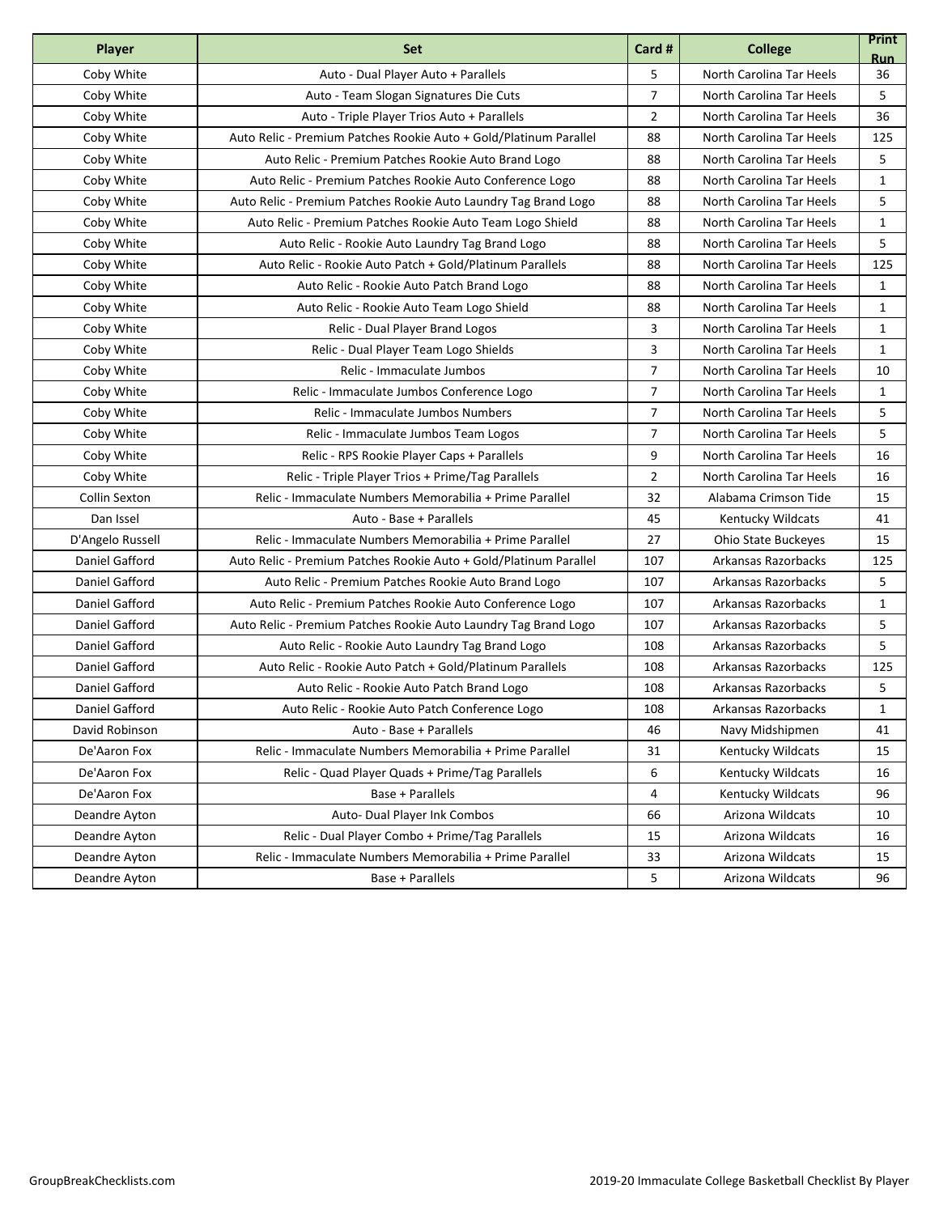| Player | Set | Card # | College | Print Run |
|---|---|---|---|---|
| Coby White | Auto - Dual Player Auto + Parallels | 5 | North Carolina Tar Heels | 36 |
| Coby White | Auto - Team Slogan Signatures Die Cuts | 7 | North Carolina Tar Heels | 5 |
| Coby White | Auto - Triple Player Trios Auto + Parallels | 2 | North Carolina Tar Heels | 36 |
| Coby White | Auto Relic - Premium Patches Rookie Auto + Gold/Platinum Parallel | 88 | North Carolina Tar Heels | 125 |
| Coby White | Auto Relic - Premium Patches Rookie Auto Brand Logo | 88 | North Carolina Tar Heels | 5 |
| Coby White | Auto Relic - Premium Patches Rookie Auto Conference Logo | 88 | North Carolina Tar Heels | 1 |
| Coby White | Auto Relic - Premium Patches Rookie Auto Laundry Tag Brand Logo | 88 | North Carolina Tar Heels | 5 |
| Coby White | Auto Relic - Premium Patches Rookie Auto Team Logo Shield | 88 | North Carolina Tar Heels | 1 |
| Coby White | Auto Relic - Rookie Auto Laundry Tag Brand Logo | 88 | North Carolina Tar Heels | 5 |
| Coby White | Auto Relic - Rookie Auto Patch + Gold/Platinum Parallels | 88 | North Carolina Tar Heels | 125 |
| Coby White | Auto Relic - Rookie Auto Patch Brand Logo | 88 | North Carolina Tar Heels | 1 |
| Coby White | Auto Relic - Rookie Auto Team Logo Shield | 88 | North Carolina Tar Heels | 1 |
| Coby White | Relic - Dual Player Brand Logos | 3 | North Carolina Tar Heels | 1 |
| Coby White | Relic - Dual Player Team Logo Shields | 3 | North Carolina Tar Heels | 1 |
| Coby White | Relic - Immaculate Jumbos | 7 | North Carolina Tar Heels | 10 |
| Coby White | Relic - Immaculate Jumbos Conference Logo | 7 | North Carolina Tar Heels | 1 |
| Coby White | Relic - Immaculate Jumbos Numbers | 7 | North Carolina Tar Heels | 5 |
| Coby White | Relic - Immaculate Jumbos Team Logos | 7 | North Carolina Tar Heels | 5 |
| Coby White | Relic - RPS Rookie Player Caps + Parallels | 9 | North Carolina Tar Heels | 16 |
| Coby White | Relic - Triple Player Trios + Prime/Tag Parallels | 2 | North Carolina Tar Heels | 16 |
| Collin Sexton | Relic - Immaculate Numbers Memorabilia + Prime Parallel | 32 | Alabama Crimson Tide | 15 |
| Dan Issel | Auto - Base + Parallels | 45 | Kentucky Wildcats | 41 |
| D'Angelo Russell | Relic - Immaculate Numbers Memorabilia + Prime Parallel | 27 | Ohio State Buckeyes | 15 |
| Daniel Gafford | Auto Relic - Premium Patches Rookie Auto + Gold/Platinum Parallel | 107 | Arkansas Razorbacks | 125 |
| Daniel Gafford | Auto Relic - Premium Patches Rookie Auto Brand Logo | 107 | Arkansas Razorbacks | 5 |
| Daniel Gafford | Auto Relic - Premium Patches Rookie Auto Conference Logo | 107 | Arkansas Razorbacks | 1 |
| Daniel Gafford | Auto Relic - Premium Patches Rookie Auto Laundry Tag Brand Logo | 107 | Arkansas Razorbacks | 5 |
| Daniel Gafford | Auto Relic - Rookie Auto Laundry Tag Brand Logo | 108 | Arkansas Razorbacks | 5 |
| Daniel Gafford | Auto Relic - Rookie Auto Patch + Gold/Platinum Parallels | 108 | Arkansas Razorbacks | 125 |
| Daniel Gafford | Auto Relic - Rookie Auto Patch Brand Logo | 108 | Arkansas Razorbacks | 5 |
| Daniel Gafford | Auto Relic - Rookie Auto Patch Conference Logo | 108 | Arkansas Razorbacks | 1 |
| David Robinson | Auto - Base + Parallels | 46 | Navy Midshipmen | 41 |
| De'Aaron Fox | Relic - Immaculate Numbers Memorabilia + Prime Parallel | 31 | Kentucky Wildcats | 15 |
| De'Aaron Fox | Relic - Quad Player Quads + Prime/Tag Parallels | 6 | Kentucky Wildcats | 16 |
| De'Aaron Fox | Base + Parallels | 4 | Kentucky Wildcats | 96 |
| Deandre Ayton | Auto- Dual Player Ink Combos | 66 | Arizona Wildcats | 10 |
| Deandre Ayton | Relic - Dual Player Combo + Prime/Tag Parallels | 15 | Arizona Wildcats | 16 |
| Deandre Ayton | Relic - Immaculate Numbers Memorabilia + Prime Parallel | 33 | Arizona Wildcats | 15 |
| Deandre Ayton | Base + Parallels | 5 | Arizona Wildcats | 96 |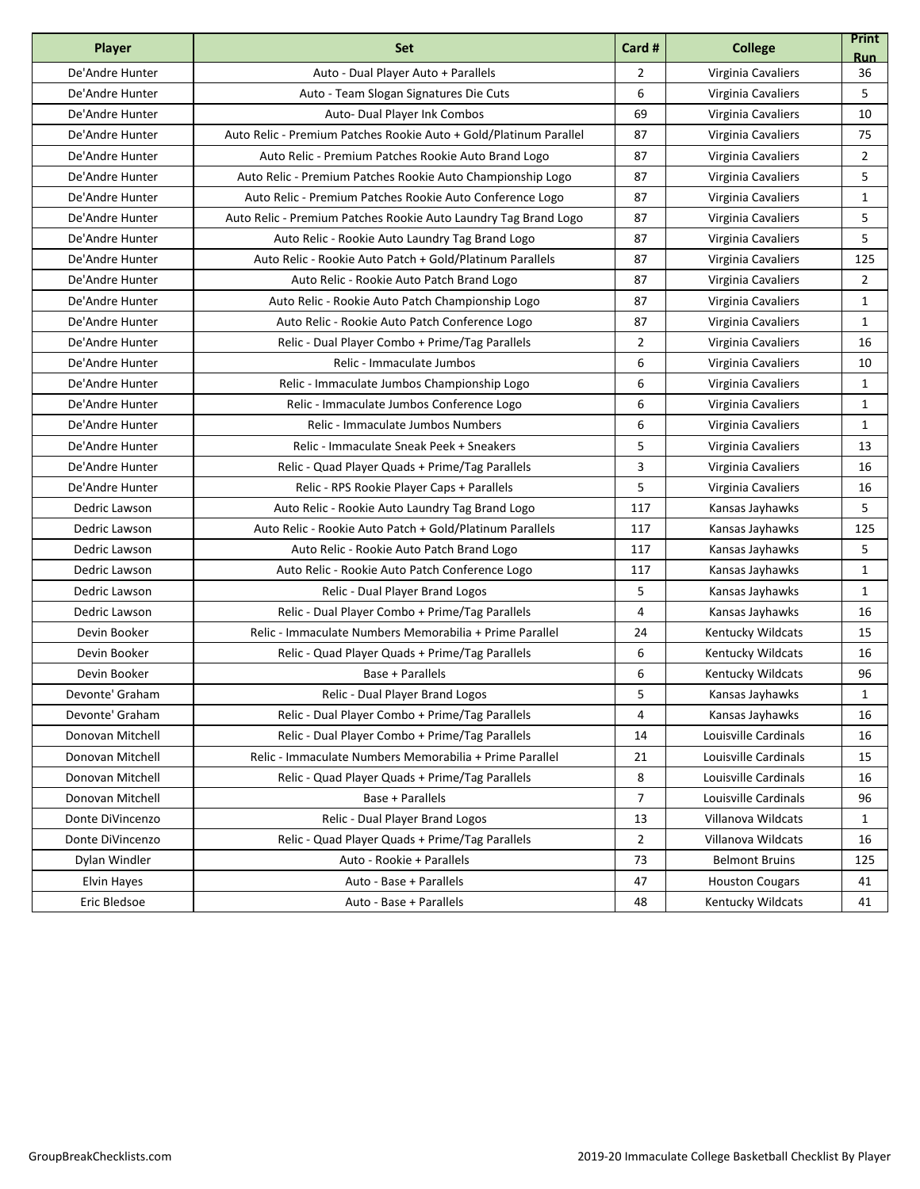| Player | Set | Card # | College | Print Run |
| --- | --- | --- | --- | --- |
| De'Andre Hunter | Auto - Dual Player Auto + Parallels | 2 | Virginia Cavaliers | 36 |
| De'Andre Hunter | Auto - Team Slogan Signatures Die Cuts | 6 | Virginia Cavaliers | 5 |
| De'Andre Hunter | Auto- Dual Player Ink Combos | 69 | Virginia Cavaliers | 10 |
| De'Andre Hunter | Auto Relic - Premium Patches Rookie Auto + Gold/Platinum Parallel | 87 | Virginia Cavaliers | 75 |
| De'Andre Hunter | Auto Relic - Premium Patches Rookie Auto Brand Logo | 87 | Virginia Cavaliers | 2 |
| De'Andre Hunter | Auto Relic - Premium Patches Rookie Auto Championship Logo | 87 | Virginia Cavaliers | 5 |
| De'Andre Hunter | Auto Relic - Premium Patches Rookie Auto Conference Logo | 87 | Virginia Cavaliers | 1 |
| De'Andre Hunter | Auto Relic - Premium Patches Rookie Auto Laundry Tag Brand Logo | 87 | Virginia Cavaliers | 5 |
| De'Andre Hunter | Auto Relic - Rookie Auto Laundry Tag Brand Logo | 87 | Virginia Cavaliers | 5 |
| De'Andre Hunter | Auto Relic - Rookie Auto Patch + Gold/Platinum Parallels | 87 | Virginia Cavaliers | 125 |
| De'Andre Hunter | Auto Relic - Rookie Auto Patch Brand Logo | 87 | Virginia Cavaliers | 2 |
| De'Andre Hunter | Auto Relic - Rookie Auto Patch Championship Logo | 87 | Virginia Cavaliers | 1 |
| De'Andre Hunter | Auto Relic - Rookie Auto Patch Conference Logo | 87 | Virginia Cavaliers | 1 |
| De'Andre Hunter | Relic - Dual Player Combo + Prime/Tag Parallels | 2 | Virginia Cavaliers | 16 |
| De'Andre Hunter | Relic - Immaculate Jumbos | 6 | Virginia Cavaliers | 10 |
| De'Andre Hunter | Relic - Immaculate Jumbos Championship Logo | 6 | Virginia Cavaliers | 1 |
| De'Andre Hunter | Relic - Immaculate Jumbos Conference Logo | 6 | Virginia Cavaliers | 1 |
| De'Andre Hunter | Relic - Immaculate Jumbos Numbers | 6 | Virginia Cavaliers | 1 |
| De'Andre Hunter | Relic - Immaculate Sneak Peek + Sneakers | 5 | Virginia Cavaliers | 13 |
| De'Andre Hunter | Relic - Quad Player Quads + Prime/Tag Parallels | 3 | Virginia Cavaliers | 16 |
| De'Andre Hunter | Relic - RPS Rookie Player Caps + Parallels | 5 | Virginia Cavaliers | 16 |
| Dedric Lawson | Auto Relic - Rookie Auto Laundry Tag Brand Logo | 117 | Kansas Jayhawks | 5 |
| Dedric Lawson | Auto Relic - Rookie Auto Patch + Gold/Platinum Parallels | 117 | Kansas Jayhawks | 125 |
| Dedric Lawson | Auto Relic - Rookie Auto Patch Brand Logo | 117 | Kansas Jayhawks | 5 |
| Dedric Lawson | Auto Relic - Rookie Auto Patch Conference Logo | 117 | Kansas Jayhawks | 1 |
| Dedric Lawson | Relic - Dual Player Brand Logos | 5 | Kansas Jayhawks | 1 |
| Dedric Lawson | Relic - Dual Player Combo + Prime/Tag Parallels | 4 | Kansas Jayhawks | 16 |
| Devin Booker | Relic - Immaculate Numbers Memorabilia + Prime Parallel | 24 | Kentucky Wildcats | 15 |
| Devin Booker | Relic - Quad Player Quads + Prime/Tag Parallels | 6 | Kentucky Wildcats | 16 |
| Devin Booker | Base + Parallels | 6 | Kentucky Wildcats | 96 |
| Devonte' Graham | Relic - Dual Player Brand Logos | 5 | Kansas Jayhawks | 1 |
| Devonte' Graham | Relic - Dual Player Combo + Prime/Tag Parallels | 4 | Kansas Jayhawks | 16 |
| Donovan Mitchell | Relic - Dual Player Combo + Prime/Tag Parallels | 14 | Louisville Cardinals | 16 |
| Donovan Mitchell | Relic - Immaculate Numbers Memorabilia + Prime Parallel | 21 | Louisville Cardinals | 15 |
| Donovan Mitchell | Relic - Quad Player Quads + Prime/Tag Parallels | 8 | Louisville Cardinals | 16 |
| Donovan Mitchell | Base + Parallels | 7 | Louisville Cardinals | 96 |
| Donte DiVincenzo | Relic - Dual Player Brand Logos | 13 | Villanova Wildcats | 1 |
| Donte DiVincenzo | Relic - Quad Player Quads + Prime/Tag Parallels | 2 | Villanova Wildcats | 16 |
| Dylan Windler | Auto - Rookie + Parallels | 73 | Belmont Bruins | 125 |
| Elvin Hayes | Auto - Base + Parallels | 47 | Houston Cougars | 41 |
| Eric Bledsoe | Auto - Base + Parallels | 48 | Kentucky Wildcats | 41 |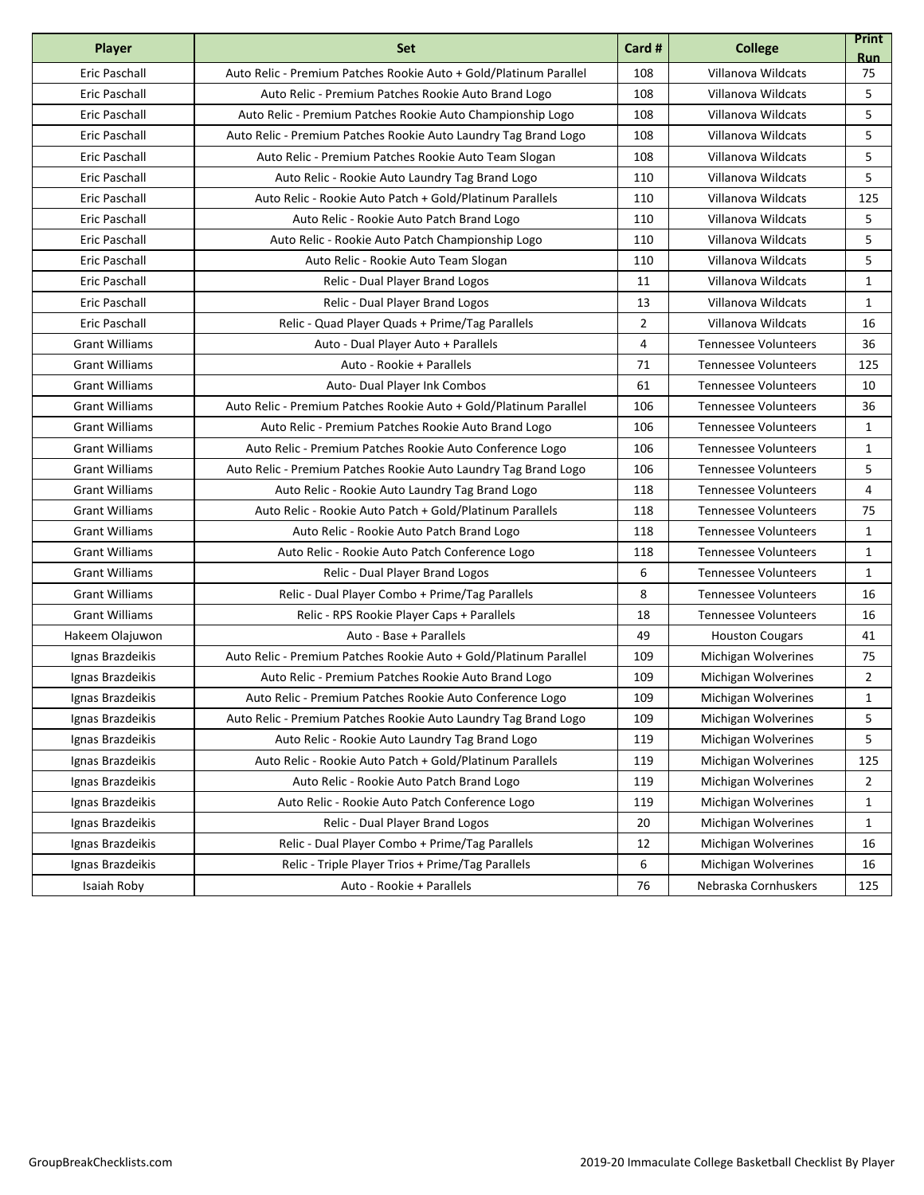| Player | Set | Card # | College | Print Run |
|---|---|---|---|---|
| Eric Paschall | Auto Relic - Premium Patches Rookie Auto + Gold/Platinum Parallel | 108 | Villanova Wildcats | 75 |
| Eric Paschall | Auto Relic - Premium Patches Rookie Auto Brand Logo | 108 | Villanova Wildcats | 5 |
| Eric Paschall | Auto Relic - Premium Patches Rookie Auto Championship Logo | 108 | Villanova Wildcats | 5 |
| Eric Paschall | Auto Relic - Premium Patches Rookie Auto Laundry Tag Brand Logo | 108 | Villanova Wildcats | 5 |
| Eric Paschall | Auto Relic - Premium Patches Rookie Auto Team Slogan | 108 | Villanova Wildcats | 5 |
| Eric Paschall | Auto Relic - Rookie Auto Laundry Tag Brand Logo | 110 | Villanova Wildcats | 5 |
| Eric Paschall | Auto Relic - Rookie Auto Patch + Gold/Platinum Parallels | 110 | Villanova Wildcats | 125 |
| Eric Paschall | Auto Relic - Rookie Auto Patch Brand Logo | 110 | Villanova Wildcats | 5 |
| Eric Paschall | Auto Relic - Rookie Auto Patch Championship Logo | 110 | Villanova Wildcats | 5 |
| Eric Paschall | Auto Relic - Rookie Auto Team Slogan | 110 | Villanova Wildcats | 5 |
| Eric Paschall | Relic - Dual Player Brand Logos | 11 | Villanova Wildcats | 1 |
| Eric Paschall | Relic - Dual Player Brand Logos | 13 | Villanova Wildcats | 1 |
| Eric Paschall | Relic - Quad Player Quads + Prime/Tag Parallels | 2 | Villanova Wildcats | 16 |
| Grant Williams | Auto - Dual Player Auto + Parallels | 4 | Tennessee Volunteers | 36 |
| Grant Williams | Auto - Rookie + Parallels | 71 | Tennessee Volunteers | 125 |
| Grant Williams | Auto- Dual Player Ink Combos | 61 | Tennessee Volunteers | 10 |
| Grant Williams | Auto Relic - Premium Patches Rookie Auto + Gold/Platinum Parallel | 106 | Tennessee Volunteers | 36 |
| Grant Williams | Auto Relic - Premium Patches Rookie Auto Brand Logo | 106 | Tennessee Volunteers | 1 |
| Grant Williams | Auto Relic - Premium Patches Rookie Auto Conference Logo | 106 | Tennessee Volunteers | 1 |
| Grant Williams | Auto Relic - Premium Patches Rookie Auto Laundry Tag Brand Logo | 106 | Tennessee Volunteers | 5 |
| Grant Williams | Auto Relic - Rookie Auto Laundry Tag Brand Logo | 118 | Tennessee Volunteers | 4 |
| Grant Williams | Auto Relic - Rookie Auto Patch + Gold/Platinum Parallels | 118 | Tennessee Volunteers | 75 |
| Grant Williams | Auto Relic - Rookie Auto Patch Brand Logo | 118 | Tennessee Volunteers | 1 |
| Grant Williams | Auto Relic - Rookie Auto Patch Conference Logo | 118 | Tennessee Volunteers | 1 |
| Grant Williams | Relic - Dual Player Brand Logos | 6 | Tennessee Volunteers | 1 |
| Grant Williams | Relic - Dual Player Combo + Prime/Tag Parallels | 8 | Tennessee Volunteers | 16 |
| Grant Williams | Relic - RPS Rookie Player Caps + Parallels | 18 | Tennessee Volunteers | 16 |
| Hakeem Olajuwon | Auto - Base + Parallels | 49 | Houston Cougars | 41 |
| Ignas Brazdeikis | Auto Relic - Premium Patches Rookie Auto + Gold/Platinum Parallel | 109 | Michigan Wolverines | 75 |
| Ignas Brazdeikis | Auto Relic - Premium Patches Rookie Auto Brand Logo | 109 | Michigan Wolverines | 2 |
| Ignas Brazdeikis | Auto Relic - Premium Patches Rookie Auto Conference Logo | 109 | Michigan Wolverines | 1 |
| Ignas Brazdeikis | Auto Relic - Premium Patches Rookie Auto Laundry Tag Brand Logo | 109 | Michigan Wolverines | 5 |
| Ignas Brazdeikis | Auto Relic - Rookie Auto Laundry Tag Brand Logo | 119 | Michigan Wolverines | 5 |
| Ignas Brazdeikis | Auto Relic - Rookie Auto Patch + Gold/Platinum Parallels | 119 | Michigan Wolverines | 125 |
| Ignas Brazdeikis | Auto Relic - Rookie Auto Patch Brand Logo | 119 | Michigan Wolverines | 2 |
| Ignas Brazdeikis | Auto Relic - Rookie Auto Patch Conference Logo | 119 | Michigan Wolverines | 1 |
| Ignas Brazdeikis | Relic - Dual Player Brand Logos | 20 | Michigan Wolverines | 1 |
| Ignas Brazdeikis | Relic - Dual Player Combo + Prime/Tag Parallels | 12 | Michigan Wolverines | 16 |
| Ignas Brazdeikis | Relic - Triple Player Trios + Prime/Tag Parallels | 6 | Michigan Wolverines | 16 |
| Isaiah Roby | Auto - Rookie + Parallels | 76 | Nebraska Cornhuskers | 125 |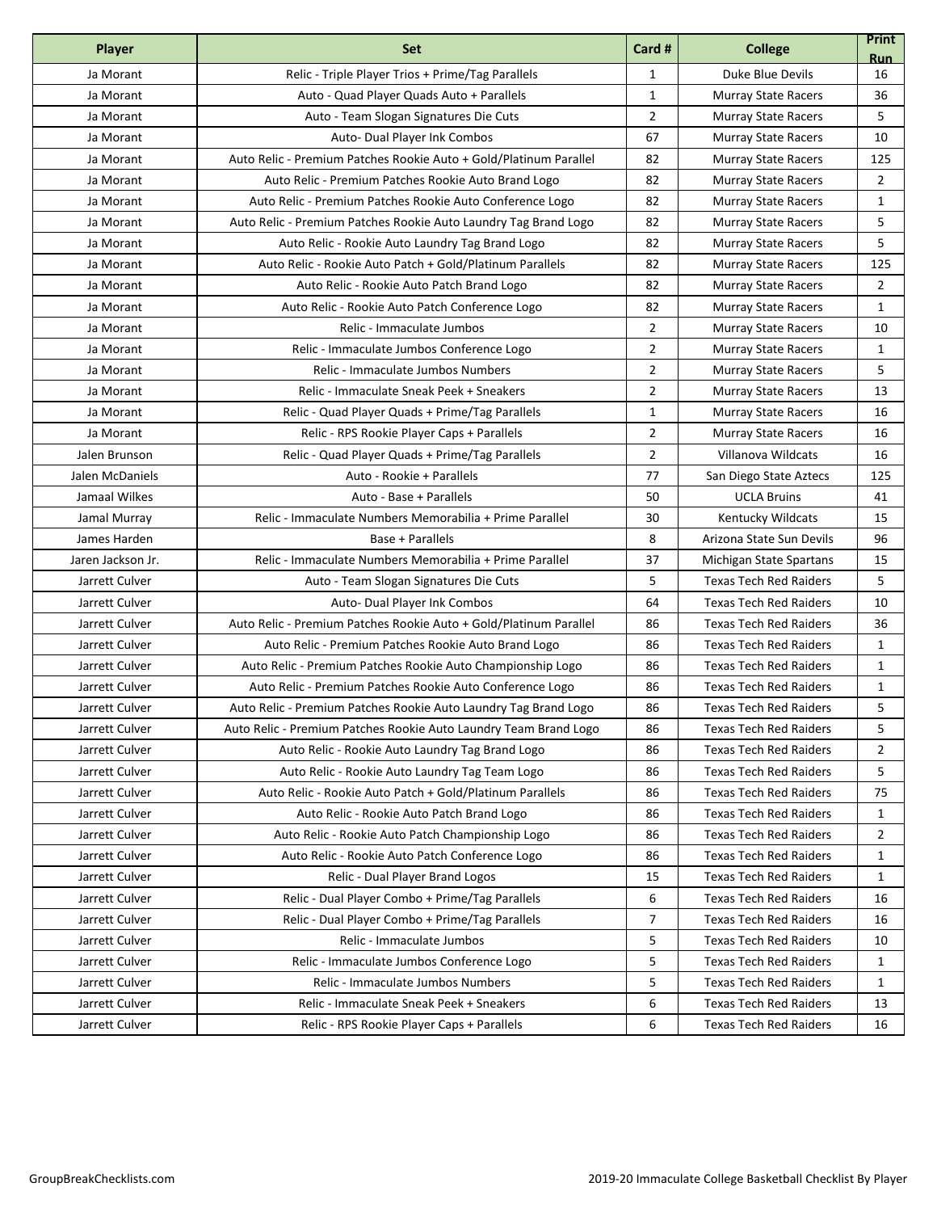| Player | Set | Card # | College | Print Run |
|---|---|---|---|---|
| Ja Morant | Relic - Triple Player Trios + Prime/Tag Parallels | 1 | Duke Blue Devils | 16 |
| Ja Morant | Auto - Quad Player Quads Auto + Parallels | 1 | Murray State Racers | 36 |
| Ja Morant | Auto - Team Slogan Signatures Die Cuts | 2 | Murray State Racers | 5 |
| Ja Morant | Auto- Dual Player Ink Combos | 67 | Murray State Racers | 10 |
| Ja Morant | Auto Relic - Premium Patches Rookie Auto + Gold/Platinum Parallel | 82 | Murray State Racers | 125 |
| Ja Morant | Auto Relic - Premium Patches Rookie Auto Brand Logo | 82 | Murray State Racers | 2 |
| Ja Morant | Auto Relic - Premium Patches Rookie Auto Conference Logo | 82 | Murray State Racers | 1 |
| Ja Morant | Auto Relic - Premium Patches Rookie Auto Laundry Tag Brand Logo | 82 | Murray State Racers | 5 |
| Ja Morant | Auto Relic - Rookie Auto Laundry Tag Brand Logo | 82 | Murray State Racers | 5 |
| Ja Morant | Auto Relic - Rookie Auto Patch + Gold/Platinum Parallels | 82 | Murray State Racers | 125 |
| Ja Morant | Auto Relic - Rookie Auto Patch Brand Logo | 82 | Murray State Racers | 2 |
| Ja Morant | Auto Relic - Rookie Auto Patch Conference Logo | 82 | Murray State Racers | 1 |
| Ja Morant | Relic - Immaculate Jumbos | 2 | Murray State Racers | 10 |
| Ja Morant | Relic - Immaculate Jumbos Conference Logo | 2 | Murray State Racers | 1 |
| Ja Morant | Relic - Immaculate Jumbos Numbers | 2 | Murray State Racers | 5 |
| Ja Morant | Relic - Immaculate Sneak Peek + Sneakers | 2 | Murray State Racers | 13 |
| Ja Morant | Relic - Quad Player Quads + Prime/Tag Parallels | 1 | Murray State Racers | 16 |
| Ja Morant | Relic - RPS Rookie Player Caps + Parallels | 2 | Murray State Racers | 16 |
| Jalen Brunson | Relic - Quad Player Quads + Prime/Tag Parallels | 2 | Villanova Wildcats | 16 |
| Jalen McDaniels | Auto - Rookie + Parallels | 77 | San Diego State Aztecs | 125 |
| Jamaal Wilkes | Auto - Base + Parallels | 50 | UCLA Bruins | 41 |
| Jamal Murray | Relic - Immaculate Numbers Memorabilia + Prime Parallel | 30 | Kentucky Wildcats | 15 |
| James Harden | Base + Parallels | 8 | Arizona State Sun Devils | 96 |
| Jaren Jackson Jr. | Relic - Immaculate Numbers Memorabilia + Prime Parallel | 37 | Michigan State Spartans | 15 |
| Jarrett Culver | Auto - Team Slogan Signatures Die Cuts | 5 | Texas Tech Red Raiders | 5 |
| Jarrett Culver | Auto- Dual Player Ink Combos | 64 | Texas Tech Red Raiders | 10 |
| Jarrett Culver | Auto Relic - Premium Patches Rookie Auto + Gold/Platinum Parallel | 86 | Texas Tech Red Raiders | 36 |
| Jarrett Culver | Auto Relic - Premium Patches Rookie Auto Brand Logo | 86 | Texas Tech Red Raiders | 1 |
| Jarrett Culver | Auto Relic - Premium Patches Rookie Auto Championship Logo | 86 | Texas Tech Red Raiders | 1 |
| Jarrett Culver | Auto Relic - Premium Patches Rookie Auto Conference Logo | 86 | Texas Tech Red Raiders | 1 |
| Jarrett Culver | Auto Relic - Premium Patches Rookie Auto Laundry Tag Brand Logo | 86 | Texas Tech Red Raiders | 5 |
| Jarrett Culver | Auto Relic - Premium Patches Rookie Auto Laundry Team Brand Logo | 86 | Texas Tech Red Raiders | 5 |
| Jarrett Culver | Auto Relic - Rookie Auto Laundry Tag Brand Logo | 86 | Texas Tech Red Raiders | 2 |
| Jarrett Culver | Auto Relic - Rookie Auto Laundry Tag Team Logo | 86 | Texas Tech Red Raiders | 5 |
| Jarrett Culver | Auto Relic - Rookie Auto Patch + Gold/Platinum Parallels | 86 | Texas Tech Red Raiders | 75 |
| Jarrett Culver | Auto Relic - Rookie Auto Patch Brand Logo | 86 | Texas Tech Red Raiders | 1 |
| Jarrett Culver | Auto Relic - Rookie Auto Patch Championship Logo | 86 | Texas Tech Red Raiders | 2 |
| Jarrett Culver | Auto Relic - Rookie Auto Patch Conference Logo | 86 | Texas Tech Red Raiders | 1 |
| Jarrett Culver | Relic - Dual Player Brand Logos | 15 | Texas Tech Red Raiders | 1 |
| Jarrett Culver | Relic - Dual Player Combo + Prime/Tag Parallels | 6 | Texas Tech Red Raiders | 16 |
| Jarrett Culver | Relic - Dual Player Combo + Prime/Tag Parallels | 7 | Texas Tech Red Raiders | 16 |
| Jarrett Culver | Relic - Immaculate Jumbos | 5 | Texas Tech Red Raiders | 10 |
| Jarrett Culver | Relic - Immaculate Jumbos Conference Logo | 5 | Texas Tech Red Raiders | 1 |
| Jarrett Culver | Relic - Immaculate Jumbos Numbers | 5 | Texas Tech Red Raiders | 1 |
| Jarrett Culver | Relic - Immaculate Sneak Peek + Sneakers | 6 | Texas Tech Red Raiders | 13 |
| Jarrett Culver | Relic - RPS Rookie Player Caps + Parallels | 6 | Texas Tech Red Raiders | 16 |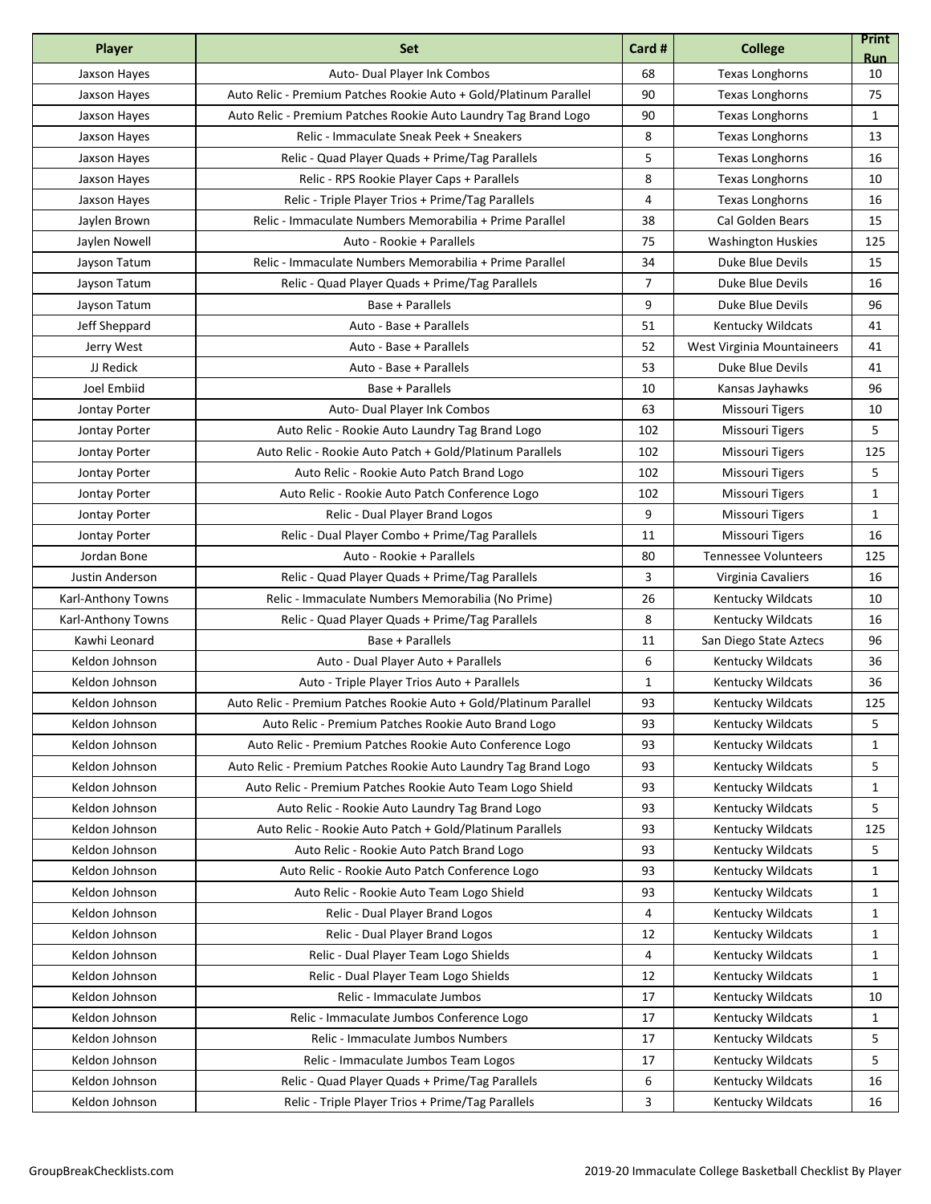| Player | Set | Card # | College | Print Run |
|---|---|---|---|---|
| Jaxson Hayes | Auto- Dual Player Ink Combos | 68 | Texas Longhorns | 10 |
| Jaxson Hayes | Auto Relic - Premium Patches Rookie Auto + Gold/Platinum Parallel | 90 | Texas Longhorns | 75 |
| Jaxson Hayes | Auto Relic - Premium Patches Rookie Auto Laundry Tag Brand Logo | 90 | Texas Longhorns | 1 |
| Jaxson Hayes | Relic - Immaculate Sneak Peek + Sneakers | 8 | Texas Longhorns | 13 |
| Jaxson Hayes | Relic - Quad Player Quads + Prime/Tag Parallels | 5 | Texas Longhorns | 16 |
| Jaxson Hayes | Relic - RPS Rookie Player Caps + Parallels | 8 | Texas Longhorns | 10 |
| Jaxson Hayes | Relic - Triple Player Trios + Prime/Tag Parallels | 4 | Texas Longhorns | 16 |
| Jaylen Brown | Relic - Immaculate Numbers Memorabilia + Prime Parallel | 38 | Cal Golden Bears | 15 |
| Jaylen Nowell | Auto - Rookie + Parallels | 75 | Washington Huskies | 125 |
| Jayson Tatum | Relic - Immaculate Numbers Memorabilia + Prime Parallel | 34 | Duke Blue Devils | 15 |
| Jayson Tatum | Relic - Quad Player Quads + Prime/Tag Parallels | 7 | Duke Blue Devils | 16 |
| Jayson Tatum | Base + Parallels | 9 | Duke Blue Devils | 96 |
| Jeff Sheppard | Auto - Base + Parallels | 51 | Kentucky Wildcats | 41 |
| Jerry West | Auto - Base + Parallels | 52 | West Virginia Mountaineers | 41 |
| JJ Redick | Auto - Base + Parallels | 53 | Duke Blue Devils | 41 |
| Joel Embiid | Base + Parallels | 10 | Kansas Jayhawks | 96 |
| Jontay Porter | Auto- Dual Player Ink Combos | 63 | Missouri Tigers | 10 |
| Jontay Porter | Auto Relic - Rookie Auto Laundry Tag Brand Logo | 102 | Missouri Tigers | 5 |
| Jontay Porter | Auto Relic - Rookie Auto Patch + Gold/Platinum Parallels | 102 | Missouri Tigers | 125 |
| Jontay Porter | Auto Relic - Rookie Auto Patch Brand Logo | 102 | Missouri Tigers | 5 |
| Jontay Porter | Auto Relic - Rookie Auto Patch Conference Logo | 102 | Missouri Tigers | 1 |
| Jontay Porter | Relic - Dual Player Brand Logos | 9 | Missouri Tigers | 1 |
| Jontay Porter | Relic - Dual Player Combo + Prime/Tag Parallels | 11 | Missouri Tigers | 16 |
| Jordan Bone | Auto - Rookie + Parallels | 80 | Tennessee Volunteers | 125 |
| Justin Anderson | Relic - Quad Player Quads + Prime/Tag Parallels | 3 | Virginia Cavaliers | 16 |
| Karl-Anthony Towns | Relic - Immaculate Numbers Memorabilia (No Prime) | 26 | Kentucky Wildcats | 10 |
| Karl-Anthony Towns | Relic - Quad Player Quads + Prime/Tag Parallels | 8 | Kentucky Wildcats | 16 |
| Kawhi Leonard | Base + Parallels | 11 | San Diego State Aztecs | 96 |
| Keldon Johnson | Auto - Dual Player Auto + Parallels | 6 | Kentucky Wildcats | 36 |
| Keldon Johnson | Auto - Triple Player Trios Auto + Parallels | 1 | Kentucky Wildcats | 36 |
| Keldon Johnson | Auto Relic - Premium Patches Rookie Auto + Gold/Platinum Parallel | 93 | Kentucky Wildcats | 125 |
| Keldon Johnson | Auto Relic - Premium Patches Rookie Auto Brand Logo | 93 | Kentucky Wildcats | 5 |
| Keldon Johnson | Auto Relic - Premium Patches Rookie Auto Conference Logo | 93 | Kentucky Wildcats | 1 |
| Keldon Johnson | Auto Relic - Premium Patches Rookie Auto Laundry Tag Brand Logo | 93 | Kentucky Wildcats | 5 |
| Keldon Johnson | Auto Relic - Premium Patches Rookie Auto Team Logo Shield | 93 | Kentucky Wildcats | 1 |
| Keldon Johnson | Auto Relic - Rookie Auto Laundry Tag Brand Logo | 93 | Kentucky Wildcats | 5 |
| Keldon Johnson | Auto Relic - Rookie Auto Patch + Gold/Platinum Parallels | 93 | Kentucky Wildcats | 125 |
| Keldon Johnson | Auto Relic - Rookie Auto Patch Brand Logo | 93 | Kentucky Wildcats | 5 |
| Keldon Johnson | Auto Relic - Rookie Auto Patch Conference Logo | 93 | Kentucky Wildcats | 1 |
| Keldon Johnson | Auto Relic - Rookie Auto Team Logo Shield | 93 | Kentucky Wildcats | 1 |
| Keldon Johnson | Relic - Dual Player Brand Logos | 4 | Kentucky Wildcats | 1 |
| Keldon Johnson | Relic - Dual Player Brand Logos | 12 | Kentucky Wildcats | 1 |
| Keldon Johnson | Relic - Dual Player Team Logo Shields | 4 | Kentucky Wildcats | 1 |
| Keldon Johnson | Relic - Dual Player Team Logo Shields | 12 | Kentucky Wildcats | 1 |
| Keldon Johnson | Relic - Immaculate Jumbos | 17 | Kentucky Wildcats | 10 |
| Keldon Johnson | Relic - Immaculate Jumbos Conference Logo | 17 | Kentucky Wildcats | 1 |
| Keldon Johnson | Relic - Immaculate Jumbos Numbers | 17 | Kentucky Wildcats | 5 |
| Keldon Johnson | Relic - Immaculate Jumbos Team Logos | 17 | Kentucky Wildcats | 5 |
| Keldon Johnson | Relic - Quad Player Quads + Prime/Tag Parallels | 6 | Kentucky Wildcats | 16 |
| Keldon Johnson | Relic - Triple Player Trios + Prime/Tag Parallels | 3 | Kentucky Wildcats | 16 |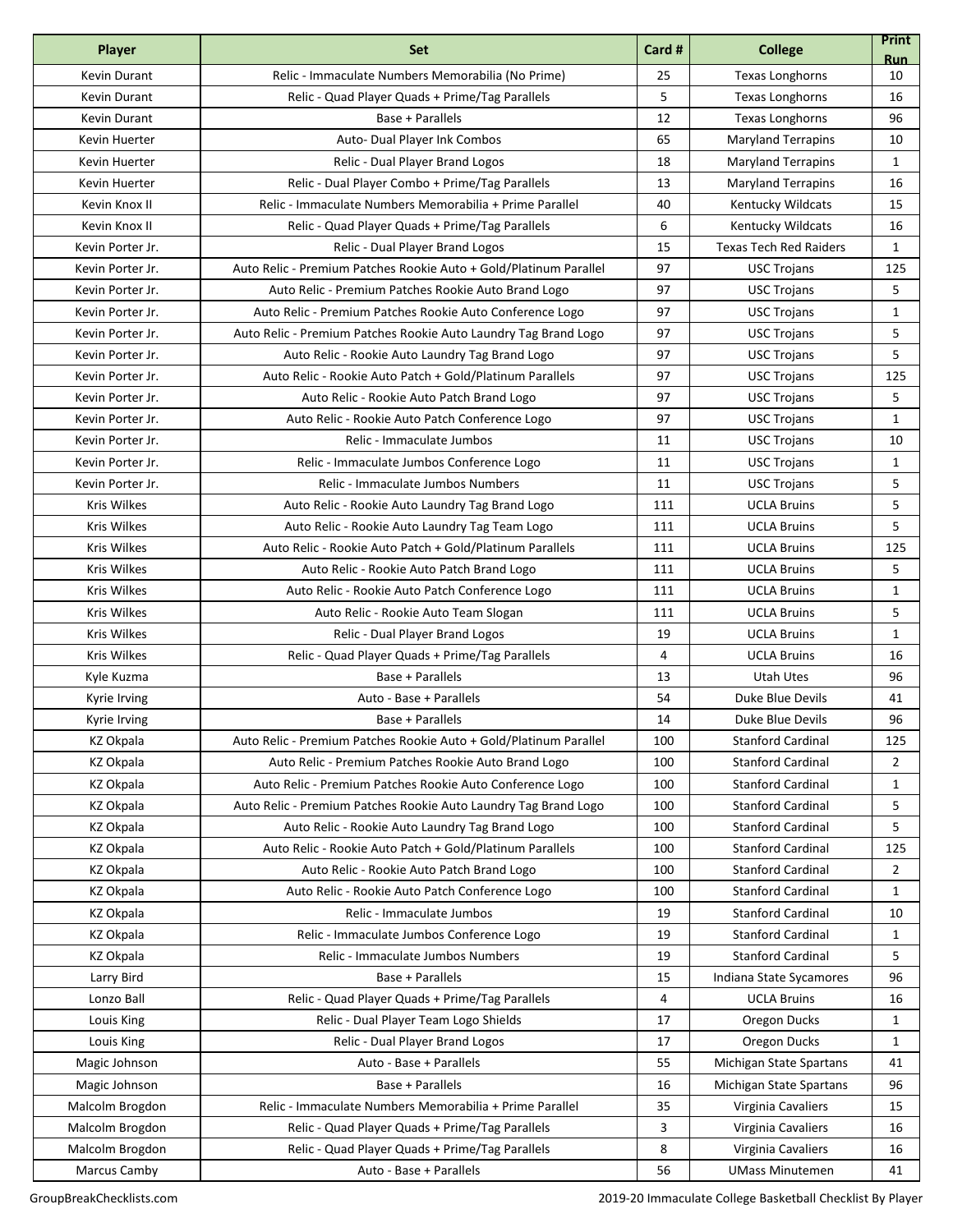| Player | Set | Card # | College | Print Run |
| --- | --- | --- | --- | --- |
| Kevin Durant | Relic - Immaculate Numbers Memorabilia (No Prime) | 25 | Texas Longhorns | 10 |
| Kevin Durant | Relic - Quad Player Quads + Prime/Tag Parallels | 5 | Texas Longhorns | 16 |
| Kevin Durant | Base + Parallels | 12 | Texas Longhorns | 96 |
| Kevin Huerter | Auto- Dual Player Ink Combos | 65 | Maryland Terrapins | 10 |
| Kevin Huerter | Relic - Dual Player Brand Logos | 18 | Maryland Terrapins | 1 |
| Kevin Huerter | Relic - Dual Player Combo + Prime/Tag Parallels | 13 | Maryland Terrapins | 16 |
| Kevin Knox II | Relic - Immaculate Numbers Memorabilia + Prime Parallel | 40 | Kentucky Wildcats | 15 |
| Kevin Knox II | Relic - Quad Player Quads + Prime/Tag Parallels | 6 | Kentucky Wildcats | 16 |
| Kevin Porter Jr. | Relic - Dual Player Brand Logos | 15 | Texas Tech Red Raiders | 1 |
| Kevin Porter Jr. | Auto Relic - Premium Patches Rookie Auto + Gold/Platinum Parallel | 97 | USC Trojans | 125 |
| Kevin Porter Jr. | Auto Relic - Premium Patches Rookie Auto Brand Logo | 97 | USC Trojans | 5 |
| Kevin Porter Jr. | Auto Relic - Premium Patches Rookie Auto Conference Logo | 97 | USC Trojans | 1 |
| Kevin Porter Jr. | Auto Relic - Premium Patches Rookie Auto Laundry Tag Brand Logo | 97 | USC Trojans | 5 |
| Kevin Porter Jr. | Auto Relic - Rookie Auto Laundry Tag Brand Logo | 97 | USC Trojans | 5 |
| Kevin Porter Jr. | Auto Relic - Rookie Auto Patch + Gold/Platinum Parallels | 97 | USC Trojans | 125 |
| Kevin Porter Jr. | Auto Relic - Rookie Auto Patch Brand Logo | 97 | USC Trojans | 5 |
| Kevin Porter Jr. | Auto Relic - Rookie Auto Patch Conference Logo | 97 | USC Trojans | 1 |
| Kevin Porter Jr. | Relic - Immaculate Jumbos | 11 | USC Trojans | 10 |
| Kevin Porter Jr. | Relic - Immaculate Jumbos Conference Logo | 11 | USC Trojans | 1 |
| Kevin Porter Jr. | Relic - Immaculate Jumbos Numbers | 11 | USC Trojans | 5 |
| Kris Wilkes | Auto Relic - Rookie Auto Laundry Tag Brand Logo | 111 | UCLA Bruins | 5 |
| Kris Wilkes | Auto Relic - Rookie Auto Laundry Tag Team Logo | 111 | UCLA Bruins | 5 |
| Kris Wilkes | Auto Relic - Rookie Auto Patch + Gold/Platinum Parallels | 111 | UCLA Bruins | 125 |
| Kris Wilkes | Auto Relic - Rookie Auto Patch Brand Logo | 111 | UCLA Bruins | 5 |
| Kris Wilkes | Auto Relic - Rookie Auto Patch Conference Logo | 111 | UCLA Bruins | 1 |
| Kris Wilkes | Auto Relic - Rookie Auto Team Slogan | 111 | UCLA Bruins | 5 |
| Kris Wilkes | Relic - Dual Player Brand Logos | 19 | UCLA Bruins | 1 |
| Kris Wilkes | Relic - Quad Player Quads + Prime/Tag Parallels | 4 | UCLA Bruins | 16 |
| Kyle Kuzma | Base + Parallels | 13 | Utah Utes | 96 |
| Kyrie Irving | Auto - Base + Parallels | 54 | Duke Blue Devils | 41 |
| Kyrie Irving | Base + Parallels | 14 | Duke Blue Devils | 96 |
| KZ Okpala | Auto Relic - Premium Patches Rookie Auto + Gold/Platinum Parallel | 100 | Stanford Cardinal | 125 |
| KZ Okpala | Auto Relic - Premium Patches Rookie Auto Brand Logo | 100 | Stanford Cardinal | 2 |
| KZ Okpala | Auto Relic - Premium Patches Rookie Auto Conference Logo | 100 | Stanford Cardinal | 1 |
| KZ Okpala | Auto Relic - Premium Patches Rookie Auto Laundry Tag Brand Logo | 100 | Stanford Cardinal | 5 |
| KZ Okpala | Auto Relic - Rookie Auto Laundry Tag Brand Logo | 100 | Stanford Cardinal | 5 |
| KZ Okpala | Auto Relic - Rookie Auto Patch + Gold/Platinum Parallels | 100 | Stanford Cardinal | 125 |
| KZ Okpala | Auto Relic - Rookie Auto Patch Brand Logo | 100 | Stanford Cardinal | 2 |
| KZ Okpala | Auto Relic - Rookie Auto Patch Conference Logo | 100 | Stanford Cardinal | 1 |
| KZ Okpala | Relic - Immaculate Jumbos | 19 | Stanford Cardinal | 10 |
| KZ Okpala | Relic - Immaculate Jumbos Conference Logo | 19 | Stanford Cardinal | 1 |
| KZ Okpala | Relic - Immaculate Jumbos Numbers | 19 | Stanford Cardinal | 5 |
| Larry Bird | Base + Parallels | 15 | Indiana State Sycamores | 96 |
| Lonzo Ball | Relic - Quad Player Quads + Prime/Tag Parallels | 4 | UCLA Bruins | 16 |
| Louis King | Relic - Dual Player Team Logo Shields | 17 | Oregon Ducks | 1 |
| Louis King | Relic - Dual Player Brand Logos | 17 | Oregon Ducks | 1 |
| Magic Johnson | Auto - Base + Parallels | 55 | Michigan State Spartans | 41 |
| Magic Johnson | Base + Parallels | 16 | Michigan State Spartans | 96 |
| Malcolm Brogdon | Relic - Immaculate Numbers Memorabilia + Prime Parallel | 35 | Virginia Cavaliers | 15 |
| Malcolm Brogdon | Relic - Quad Player Quads + Prime/Tag Parallels | 3 | Virginia Cavaliers | 16 |
| Malcolm Brogdon | Relic - Quad Player Quads + Prime/Tag Parallels | 8 | Virginia Cavaliers | 16 |
| Marcus Camby | Auto - Base + Parallels | 56 | UMass Minutemen | 41 |

GroupBreakChecklists.com

2019-20 Immaculate College Basketball Checklist By Player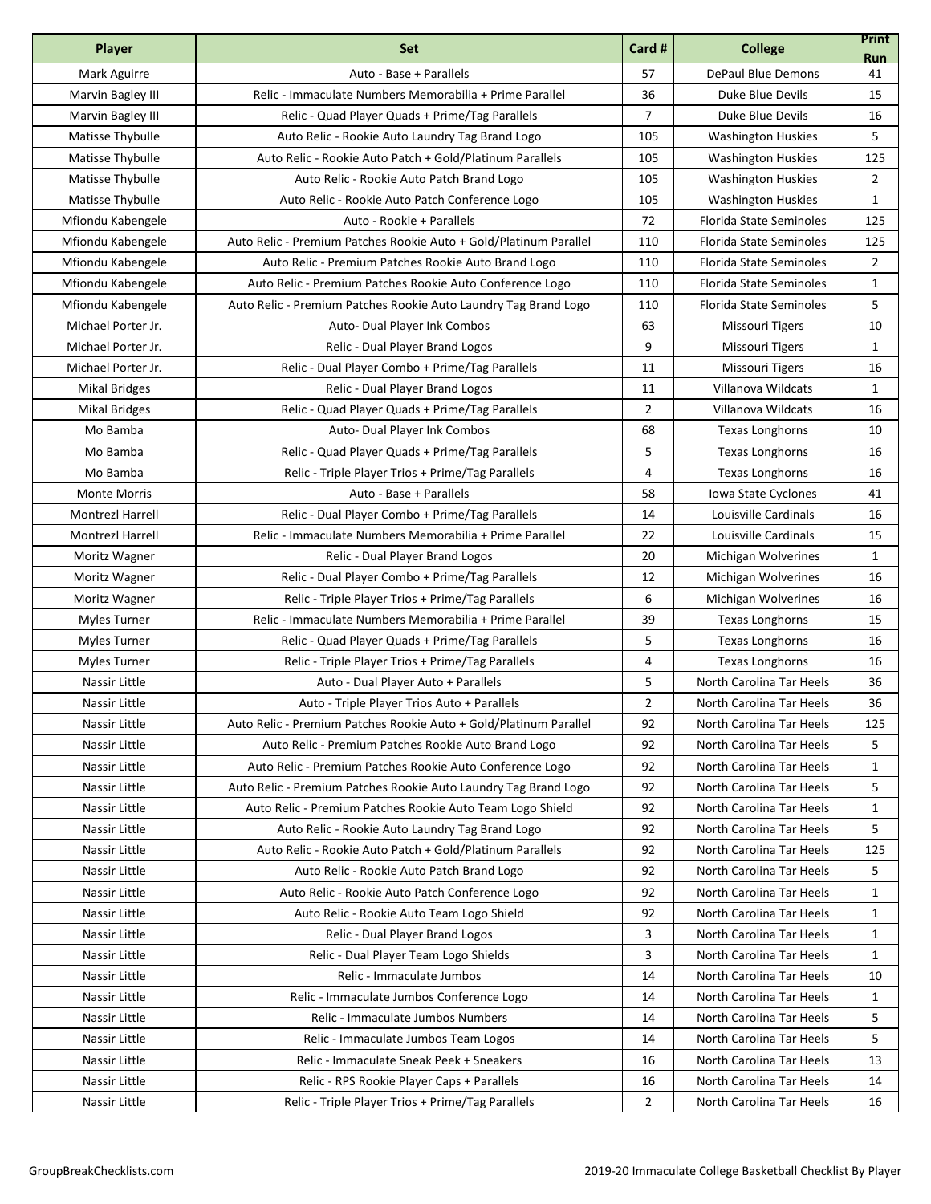| Player | Set | Card # | College | Print Run |
|---|---|---|---|---|
| Mark Aguirre | Auto - Base + Parallels | 57 | DePaul Blue Demons | 41 |
| Marvin Bagley III | Relic - Immaculate Numbers Memorabilia + Prime Parallel | 36 | Duke Blue Devils | 15 |
| Marvin Bagley III | Relic - Quad Player Quads + Prime/Tag Parallels | 7 | Duke Blue Devils | 16 |
| Matisse Thybulle | Auto Relic - Rookie Auto Laundry Tag Brand Logo | 105 | Washington Huskies | 5 |
| Matisse Thybulle | Auto Relic - Rookie Auto Patch + Gold/Platinum Parallels | 105 | Washington Huskies | 125 |
| Matisse Thybulle | Auto Relic - Rookie Auto Patch Brand Logo | 105 | Washington Huskies | 2 |
| Matisse Thybulle | Auto Relic - Rookie Auto Patch Conference Logo | 105 | Washington Huskies | 1 |
| Mfiondu Kabengele | Auto - Rookie + Parallels | 72 | Florida State Seminoles | 125 |
| Mfiondu Kabengele | Auto Relic - Premium Patches Rookie Auto + Gold/Platinum Parallel | 110 | Florida State Seminoles | 125 |
| Mfiondu Kabengele | Auto Relic - Premium Patches Rookie Auto Brand Logo | 110 | Florida State Seminoles | 2 |
| Mfiondu Kabengele | Auto Relic - Premium Patches Rookie Auto Conference Logo | 110 | Florida State Seminoles | 1 |
| Mfiondu Kabengele | Auto Relic - Premium Patches Rookie Auto Laundry Tag Brand Logo | 110 | Florida State Seminoles | 5 |
| Michael Porter Jr. | Auto- Dual Player Ink Combos | 63 | Missouri Tigers | 10 |
| Michael Porter Jr. | Relic - Dual Player Brand Logos | 9 | Missouri Tigers | 1 |
| Michael Porter Jr. | Relic - Dual Player Combo + Prime/Tag Parallels | 11 | Missouri Tigers | 16 |
| Mikal Bridges | Relic - Dual Player Brand Logos | 11 | Villanova Wildcats | 1 |
| Mikal Bridges | Relic - Quad Player Quads + Prime/Tag Parallels | 2 | Villanova Wildcats | 16 |
| Mo Bamba | Auto- Dual Player Ink Combos | 68 | Texas Longhorns | 10 |
| Mo Bamba | Relic - Quad Player Quads + Prime/Tag Parallels | 5 | Texas Longhorns | 16 |
| Mo Bamba | Relic - Triple Player Trios + Prime/Tag Parallels | 4 | Texas Longhorns | 16 |
| Monte Morris | Auto - Base + Parallels | 58 | Iowa State Cyclones | 41 |
| Montrezl Harrell | Relic - Dual Player Combo + Prime/Tag Parallels | 14 | Louisville Cardinals | 16 |
| Montrezl Harrell | Relic - Immaculate Numbers Memorabilia + Prime Parallel | 22 | Louisville Cardinals | 15 |
| Moritz Wagner | Relic - Dual Player Brand Logos | 20 | Michigan Wolverines | 1 |
| Moritz Wagner | Relic - Dual Player Combo + Prime/Tag Parallels | 12 | Michigan Wolverines | 16 |
| Moritz Wagner | Relic - Triple Player Trios + Prime/Tag Parallels | 6 | Michigan Wolverines | 16 |
| Myles Turner | Relic - Immaculate Numbers Memorabilia + Prime Parallel | 39 | Texas Longhorns | 15 |
| Myles Turner | Relic - Quad Player Quads + Prime/Tag Parallels | 5 | Texas Longhorns | 16 |
| Myles Turner | Relic - Triple Player Trios + Prime/Tag Parallels | 4 | Texas Longhorns | 16 |
| Nassir Little | Auto - Dual Player Auto + Parallels | 5 | North Carolina Tar Heels | 36 |
| Nassir Little | Auto - Triple Player Trios Auto + Parallels | 2 | North Carolina Tar Heels | 36 |
| Nassir Little | Auto Relic - Premium Patches Rookie Auto + Gold/Platinum Parallel | 92 | North Carolina Tar Heels | 125 |
| Nassir Little | Auto Relic - Premium Patches Rookie Auto Brand Logo | 92 | North Carolina Tar Heels | 5 |
| Nassir Little | Auto Relic - Premium Patches Rookie Auto Conference Logo | 92 | North Carolina Tar Heels | 1 |
| Nassir Little | Auto Relic - Premium Patches Rookie Auto Laundry Tag Brand Logo | 92 | North Carolina Tar Heels | 5 |
| Nassir Little | Auto Relic - Premium Patches Rookie Auto Team Logo Shield | 92 | North Carolina Tar Heels | 1 |
| Nassir Little | Auto Relic - Rookie Auto Laundry Tag Brand Logo | 92 | North Carolina Tar Heels | 5 |
| Nassir Little | Auto Relic - Rookie Auto Patch + Gold/Platinum Parallels | 92 | North Carolina Tar Heels | 125 |
| Nassir Little | Auto Relic - Rookie Auto Patch Brand Logo | 92 | North Carolina Tar Heels | 5 |
| Nassir Little | Auto Relic - Rookie Auto Patch Conference Logo | 92 | North Carolina Tar Heels | 1 |
| Nassir Little | Auto Relic - Rookie Auto Team Logo Shield | 92 | North Carolina Tar Heels | 1 |
| Nassir Little | Relic - Dual Player Brand Logos | 3 | North Carolina Tar Heels | 1 |
| Nassir Little | Relic - Dual Player Team Logo Shields | 3 | North Carolina Tar Heels | 1 |
| Nassir Little | Relic - Immaculate Jumbos | 14 | North Carolina Tar Heels | 10 |
| Nassir Little | Relic - Immaculate Jumbos Conference Logo | 14 | North Carolina Tar Heels | 1 |
| Nassir Little | Relic - Immaculate Jumbos Numbers | 14 | North Carolina Tar Heels | 5 |
| Nassir Little | Relic - Immaculate Jumbos Team Logos | 14 | North Carolina Tar Heels | 5 |
| Nassir Little | Relic - Immaculate Sneak Peek + Sneakers | 16 | North Carolina Tar Heels | 13 |
| Nassir Little | Relic - RPS Rookie Player Caps + Parallels | 16 | North Carolina Tar Heels | 14 |
| Nassir Little | Relic - Triple Player Trios + Prime/Tag Parallels | 2 | North Carolina Tar Heels | 16 |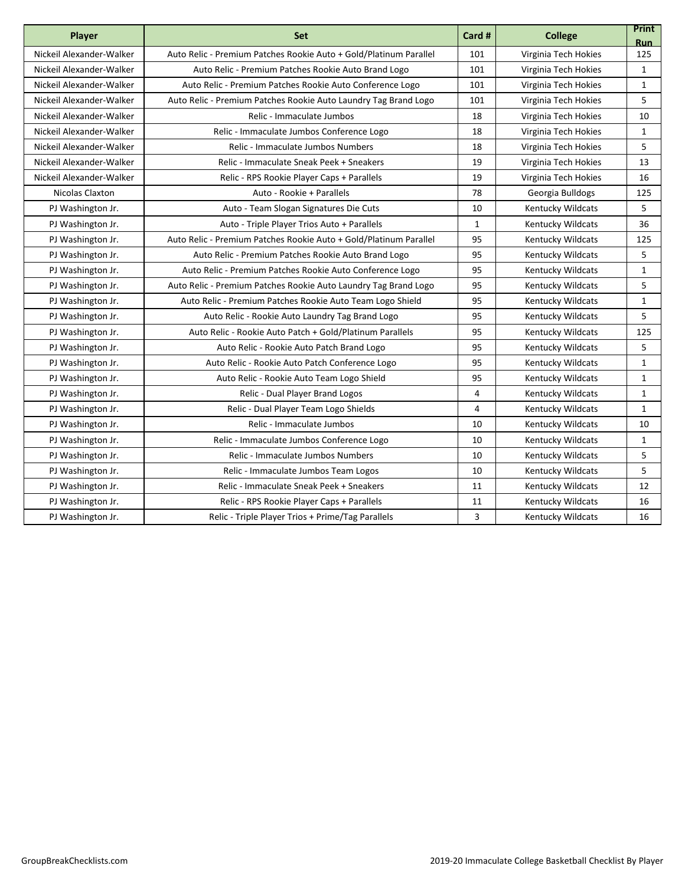| Player | Set | Card # | College | Print Run |
|---|---|---|---|---|
| Nickeil Alexander-Walker | Auto Relic - Premium Patches Rookie Auto + Gold/Platinum Parallel | 101 | Virginia Tech Hokies | 125 |
| Nickeil Alexander-Walker | Auto Relic - Premium Patches Rookie Auto Brand Logo | 101 | Virginia Tech Hokies | 1 |
| Nickeil Alexander-Walker | Auto Relic - Premium Patches Rookie Auto Conference Logo | 101 | Virginia Tech Hokies | 1 |
| Nickeil Alexander-Walker | Auto Relic - Premium Patches Rookie Auto Laundry Tag Brand Logo | 101 | Virginia Tech Hokies | 5 |
| Nickeil Alexander-Walker | Relic - Immaculate Jumbos | 18 | Virginia Tech Hokies | 10 |
| Nickeil Alexander-Walker | Relic - Immaculate Jumbos Conference Logo | 18 | Virginia Tech Hokies | 1 |
| Nickeil Alexander-Walker | Relic - Immaculate Jumbos Numbers | 18 | Virginia Tech Hokies | 5 |
| Nickeil Alexander-Walker | Relic - Immaculate Sneak Peek + Sneakers | 19 | Virginia Tech Hokies | 13 |
| Nickeil Alexander-Walker | Relic - RPS Rookie Player Caps + Parallels | 19 | Virginia Tech Hokies | 16 |
| Nicolas Claxton | Auto - Rookie + Parallels | 78 | Georgia Bulldogs | 125 |
| PJ Washington Jr. | Auto - Team Slogan Signatures Die Cuts | 10 | Kentucky Wildcats | 5 |
| PJ Washington Jr. | Auto - Triple Player Trios Auto + Parallels | 1 | Kentucky Wildcats | 36 |
| PJ Washington Jr. | Auto Relic - Premium Patches Rookie Auto + Gold/Platinum Parallel | 95 | Kentucky Wildcats | 125 |
| PJ Washington Jr. | Auto Relic - Premium Patches Rookie Auto Brand Logo | 95 | Kentucky Wildcats | 5 |
| PJ Washington Jr. | Auto Relic - Premium Patches Rookie Auto Conference Logo | 95 | Kentucky Wildcats | 1 |
| PJ Washington Jr. | Auto Relic - Premium Patches Rookie Auto Laundry Tag Brand Logo | 95 | Kentucky Wildcats | 5 |
| PJ Washington Jr. | Auto Relic - Premium Patches Rookie Auto Team Logo Shield | 95 | Kentucky Wildcats | 1 |
| PJ Washington Jr. | Auto Relic - Rookie Auto Laundry Tag Brand Logo | 95 | Kentucky Wildcats | 5 |
| PJ Washington Jr. | Auto Relic - Rookie Auto Patch + Gold/Platinum Parallels | 95 | Kentucky Wildcats | 125 |
| PJ Washington Jr. | Auto Relic - Rookie Auto Patch Brand Logo | 95 | Kentucky Wildcats | 5 |
| PJ Washington Jr. | Auto Relic - Rookie Auto Patch Conference Logo | 95 | Kentucky Wildcats | 1 |
| PJ Washington Jr. | Auto Relic - Rookie Auto Team Logo Shield | 95 | Kentucky Wildcats | 1 |
| PJ Washington Jr. | Relic - Dual Player Brand Logos | 4 | Kentucky Wildcats | 1 |
| PJ Washington Jr. | Relic - Dual Player Team Logo Shields | 4 | Kentucky Wildcats | 1 |
| PJ Washington Jr. | Relic - Immaculate Jumbos | 10 | Kentucky Wildcats | 10 |
| PJ Washington Jr. | Relic - Immaculate Jumbos Conference Logo | 10 | Kentucky Wildcats | 1 |
| PJ Washington Jr. | Relic - Immaculate Jumbos Numbers | 10 | Kentucky Wildcats | 5 |
| PJ Washington Jr. | Relic - Immaculate Jumbos Team Logos | 10 | Kentucky Wildcats | 5 |
| PJ Washington Jr. | Relic - Immaculate Sneak Peek + Sneakers | 11 | Kentucky Wildcats | 12 |
| PJ Washington Jr. | Relic - RPS Rookie Player Caps + Parallels | 11 | Kentucky Wildcats | 16 |
| PJ Washington Jr. | Relic - Triple Player Trios + Prime/Tag Parallels | 3 | Kentucky Wildcats | 16 |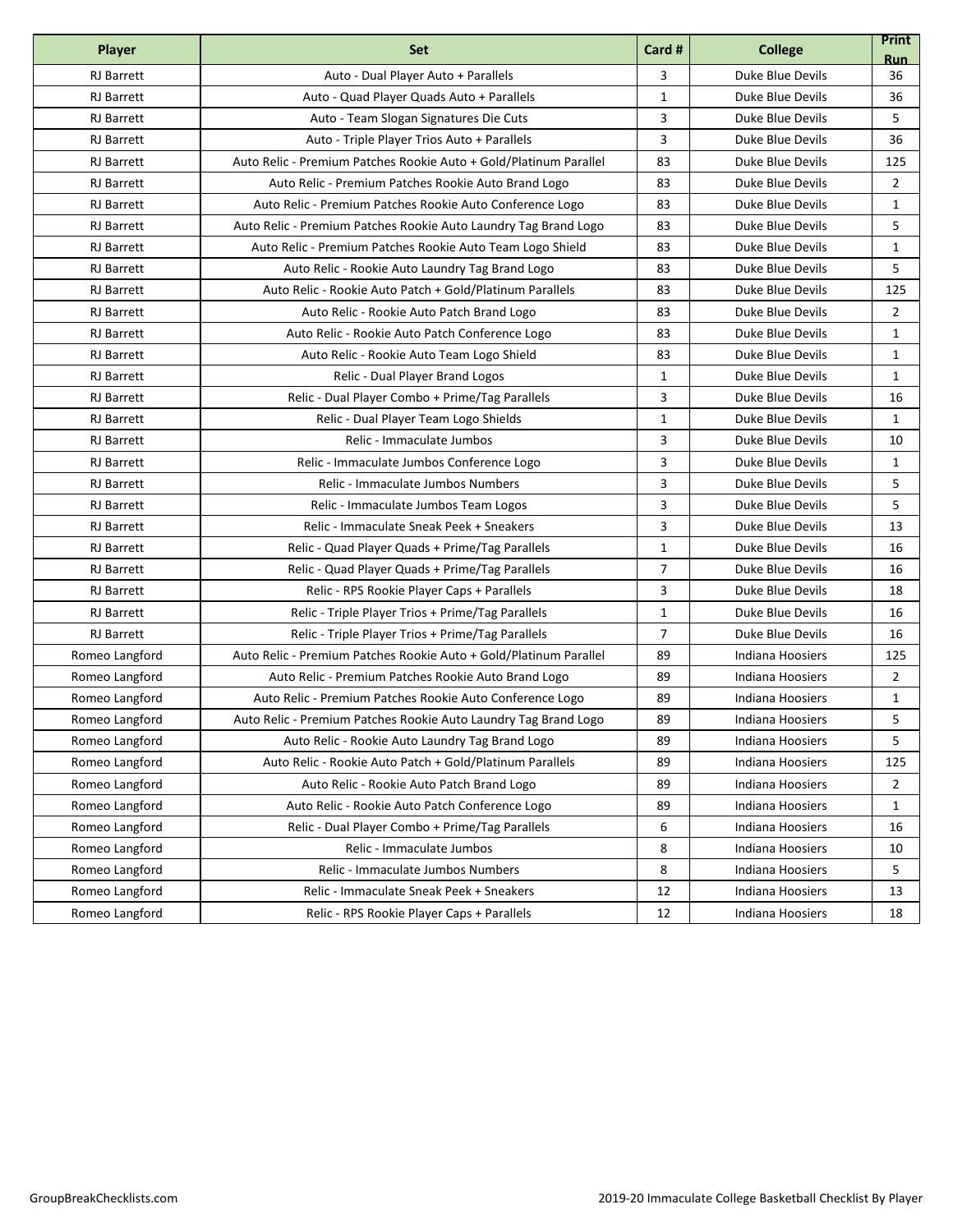| Player | Set | Card # | College | Print Run |
|---|---|---|---|---|
| RJ Barrett | Auto - Dual Player Auto + Parallels | 3 | Duke Blue Devils | 36 |
| RJ Barrett | Auto - Quad Player Quads Auto + Parallels | 1 | Duke Blue Devils | 36 |
| RJ Barrett | Auto - Team Slogan Signatures Die Cuts | 3 | Duke Blue Devils | 5 |
| RJ Barrett | Auto - Triple Player Trios Auto + Parallels | 3 | Duke Blue Devils | 36 |
| RJ Barrett | Auto Relic - Premium Patches Rookie Auto + Gold/Platinum Parallel | 83 | Duke Blue Devils | 125 |
| RJ Barrett | Auto Relic - Premium Patches Rookie Auto Brand Logo | 83 | Duke Blue Devils | 2 |
| RJ Barrett | Auto Relic - Premium Patches Rookie Auto Conference Logo | 83 | Duke Blue Devils | 1 |
| RJ Barrett | Auto Relic - Premium Patches Rookie Auto Laundry Tag Brand Logo | 83 | Duke Blue Devils | 5 |
| RJ Barrett | Auto Relic - Premium Patches Rookie Auto Team Logo Shield | 83 | Duke Blue Devils | 1 |
| RJ Barrett | Auto Relic - Rookie Auto Laundry Tag Brand Logo | 83 | Duke Blue Devils | 5 |
| RJ Barrett | Auto Relic - Rookie Auto Patch + Gold/Platinum Parallels | 83 | Duke Blue Devils | 125 |
| RJ Barrett | Auto Relic - Rookie Auto Patch Brand Logo | 83 | Duke Blue Devils | 2 |
| RJ Barrett | Auto Relic - Rookie Auto Patch Conference Logo | 83 | Duke Blue Devils | 1 |
| RJ Barrett | Auto Relic - Rookie Auto Team Logo Shield | 83 | Duke Blue Devils | 1 |
| RJ Barrett | Relic - Dual Player Brand Logos | 1 | Duke Blue Devils | 1 |
| RJ Barrett | Relic - Dual Player Combo + Prime/Tag Parallels | 3 | Duke Blue Devils | 16 |
| RJ Barrett | Relic - Dual Player Team Logo Shields | 1 | Duke Blue Devils | 1 |
| RJ Barrett | Relic - Immaculate Jumbos | 3 | Duke Blue Devils | 10 |
| RJ Barrett | Relic - Immaculate Jumbos Conference Logo | 3 | Duke Blue Devils | 1 |
| RJ Barrett | Relic - Immaculate Jumbos Numbers | 3 | Duke Blue Devils | 5 |
| RJ Barrett | Relic - Immaculate Jumbos Team Logos | 3 | Duke Blue Devils | 5 |
| RJ Barrett | Relic - Immaculate Sneak Peek + Sneakers | 3 | Duke Blue Devils | 13 |
| RJ Barrett | Relic - Quad Player Quads + Prime/Tag Parallels | 1 | Duke Blue Devils | 16 |
| RJ Barrett | Relic - Quad Player Quads + Prime/Tag Parallels | 7 | Duke Blue Devils | 16 |
| RJ Barrett | Relic - RPS Rookie Player Caps + Parallels | 3 | Duke Blue Devils | 18 |
| RJ Barrett | Relic - Triple Player Trios + Prime/Tag Parallels | 1 | Duke Blue Devils | 16 |
| RJ Barrett | Relic - Triple Player Trios + Prime/Tag Parallels | 7 | Duke Blue Devils | 16 |
| Romeo Langford | Auto Relic - Premium Patches Rookie Auto + Gold/Platinum Parallel | 89 | Indiana Hoosiers | 125 |
| Romeo Langford | Auto Relic - Premium Patches Rookie Auto Brand Logo | 89 | Indiana Hoosiers | 2 |
| Romeo Langford | Auto Relic - Premium Patches Rookie Auto Conference Logo | 89 | Indiana Hoosiers | 1 |
| Romeo Langford | Auto Relic - Premium Patches Rookie Auto Laundry Tag Brand Logo | 89 | Indiana Hoosiers | 5 |
| Romeo Langford | Auto Relic - Rookie Auto Laundry Tag Brand Logo | 89 | Indiana Hoosiers | 5 |
| Romeo Langford | Auto Relic - Rookie Auto Patch + Gold/Platinum Parallels | 89 | Indiana Hoosiers | 125 |
| Romeo Langford | Auto Relic - Rookie Auto Patch Brand Logo | 89 | Indiana Hoosiers | 2 |
| Romeo Langford | Auto Relic - Rookie Auto Patch Conference Logo | 89 | Indiana Hoosiers | 1 |
| Romeo Langford | Relic - Dual Player Combo + Prime/Tag Parallels | 6 | Indiana Hoosiers | 16 |
| Romeo Langford | Relic - Immaculate Jumbos | 8 | Indiana Hoosiers | 10 |
| Romeo Langford | Relic - Immaculate Jumbos Numbers | 8 | Indiana Hoosiers | 5 |
| Romeo Langford | Relic - Immaculate Sneak Peek + Sneakers | 12 | Indiana Hoosiers | 13 |
| Romeo Langford | Relic - RPS Rookie Player Caps + Parallels | 12 | Indiana Hoosiers | 18 |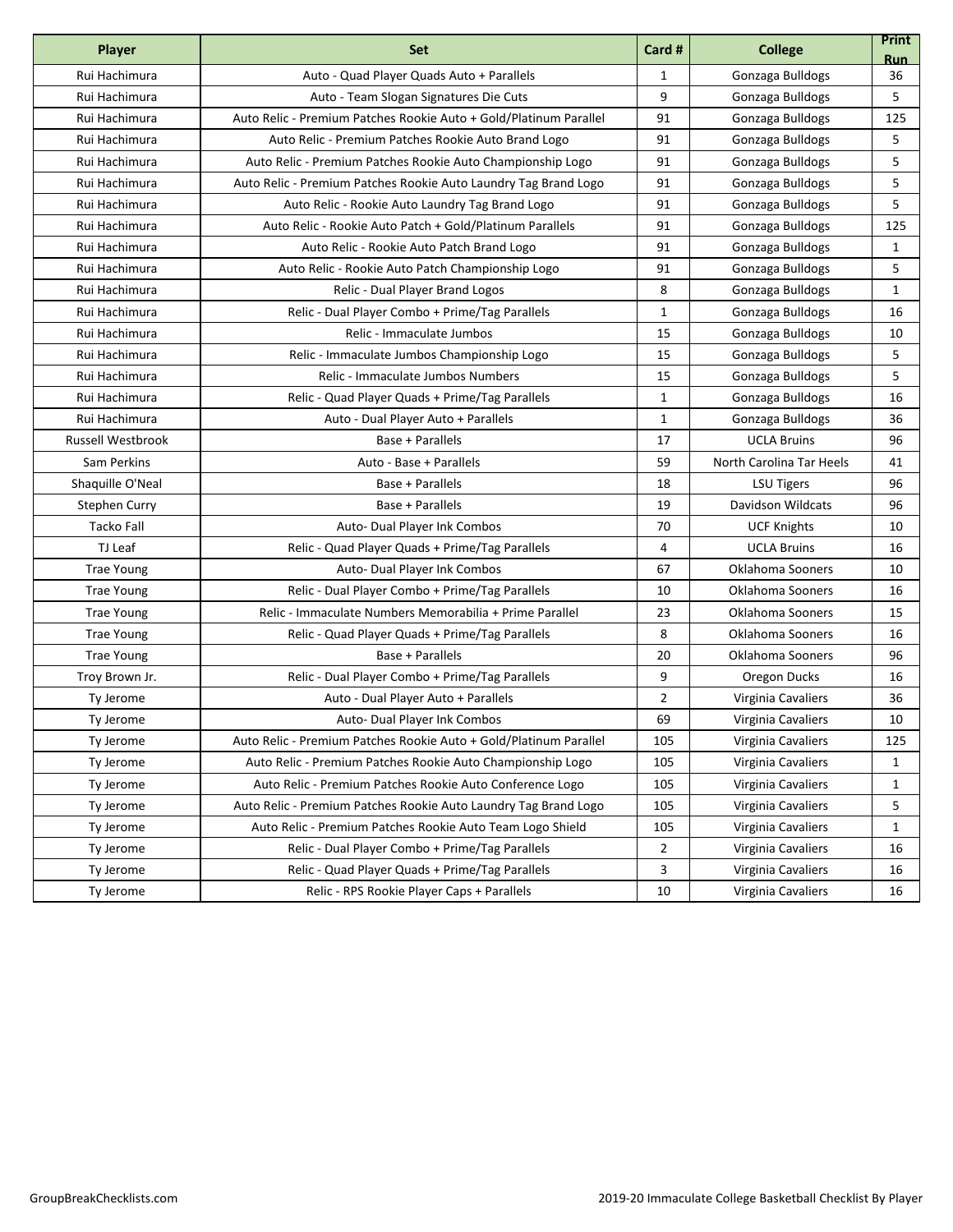| Player | Set | Card # | College | Print Run |
|---|---|---|---|---|
| Rui Hachimura | Auto - Quad Player Quads Auto + Parallels | 1 | Gonzaga Bulldogs | 36 |
| Rui Hachimura | Auto - Team Slogan Signatures Die Cuts | 9 | Gonzaga Bulldogs | 5 |
| Rui Hachimura | Auto Relic - Premium Patches Rookie Auto + Gold/Platinum Parallel | 91 | Gonzaga Bulldogs | 125 |
| Rui Hachimura | Auto Relic - Premium Patches Rookie Auto Brand Logo | 91 | Gonzaga Bulldogs | 5 |
| Rui Hachimura | Auto Relic - Premium Patches Rookie Auto Championship Logo | 91 | Gonzaga Bulldogs | 5 |
| Rui Hachimura | Auto Relic - Premium Patches Rookie Auto Laundry Tag Brand Logo | 91 | Gonzaga Bulldogs | 5 |
| Rui Hachimura | Auto Relic - Rookie Auto Laundry Tag Brand Logo | 91 | Gonzaga Bulldogs | 5 |
| Rui Hachimura | Auto Relic - Rookie Auto Patch + Gold/Platinum Parallels | 91 | Gonzaga Bulldogs | 125 |
| Rui Hachimura | Auto Relic - Rookie Auto Patch Brand Logo | 91 | Gonzaga Bulldogs | 1 |
| Rui Hachimura | Auto Relic - Rookie Auto Patch Championship Logo | 91 | Gonzaga Bulldogs | 5 |
| Rui Hachimura | Relic - Dual Player Brand Logos | 8 | Gonzaga Bulldogs | 1 |
| Rui Hachimura | Relic - Dual Player Combo + Prime/Tag Parallels | 1 | Gonzaga Bulldogs | 16 |
| Rui Hachimura | Relic - Immaculate Jumbos | 15 | Gonzaga Bulldogs | 10 |
| Rui Hachimura | Relic - Immaculate Jumbos Championship Logo | 15 | Gonzaga Bulldogs | 5 |
| Rui Hachimura | Relic - Immaculate Jumbos Numbers | 15 | Gonzaga Bulldogs | 5 |
| Rui Hachimura | Relic - Quad Player Quads + Prime/Tag Parallels | 1 | Gonzaga Bulldogs | 16 |
| Rui Hachimura | Auto - Dual Player Auto + Parallels | 1 | Gonzaga Bulldogs | 36 |
| Russell Westbrook | Base + Parallels | 17 | UCLA Bruins | 96 |
| Sam Perkins | Auto - Base + Parallels | 59 | North Carolina Tar Heels | 41 |
| Shaquille O'Neal | Base + Parallels | 18 | LSU Tigers | 96 |
| Stephen Curry | Base + Parallels | 19 | Davidson Wildcats | 96 |
| Tacko Fall | Auto- Dual Player Ink Combos | 70 | UCF Knights | 10 |
| TJ Leaf | Relic - Quad Player Quads + Prime/Tag Parallels | 4 | UCLA Bruins | 16 |
| Trae Young | Auto- Dual Player Ink Combos | 67 | Oklahoma Sooners | 10 |
| Trae Young | Relic - Dual Player Combo + Prime/Tag Parallels | 10 | Oklahoma Sooners | 16 |
| Trae Young | Relic - Immaculate Numbers Memorabilia + Prime Parallel | 23 | Oklahoma Sooners | 15 |
| Trae Young | Relic - Quad Player Quads + Prime/Tag Parallels | 8 | Oklahoma Sooners | 16 |
| Trae Young | Base + Parallels | 20 | Oklahoma Sooners | 96 |
| Troy Brown Jr. | Relic - Dual Player Combo + Prime/Tag Parallels | 9 | Oregon Ducks | 16 |
| Ty Jerome | Auto - Dual Player Auto + Parallels | 2 | Virginia Cavaliers | 36 |
| Ty Jerome | Auto- Dual Player Ink Combos | 69 | Virginia Cavaliers | 10 |
| Ty Jerome | Auto Relic - Premium Patches Rookie Auto + Gold/Platinum Parallel | 105 | Virginia Cavaliers | 125 |
| Ty Jerome | Auto Relic - Premium Patches Rookie Auto Championship Logo | 105 | Virginia Cavaliers | 1 |
| Ty Jerome | Auto Relic - Premium Patches Rookie Auto Conference Logo | 105 | Virginia Cavaliers | 1 |
| Ty Jerome | Auto Relic - Premium Patches Rookie Auto Laundry Tag Brand Logo | 105 | Virginia Cavaliers | 5 |
| Ty Jerome | Auto Relic - Premium Patches Rookie Auto Team Logo Shield | 105 | Virginia Cavaliers | 1 |
| Ty Jerome | Relic - Dual Player Combo + Prime/Tag Parallels | 2 | Virginia Cavaliers | 16 |
| Ty Jerome | Relic - Quad Player Quads + Prime/Tag Parallels | 3 | Virginia Cavaliers | 16 |
| Ty Jerome | Relic - RPS Rookie Player Caps + Parallels | 10 | Virginia Cavaliers | 16 |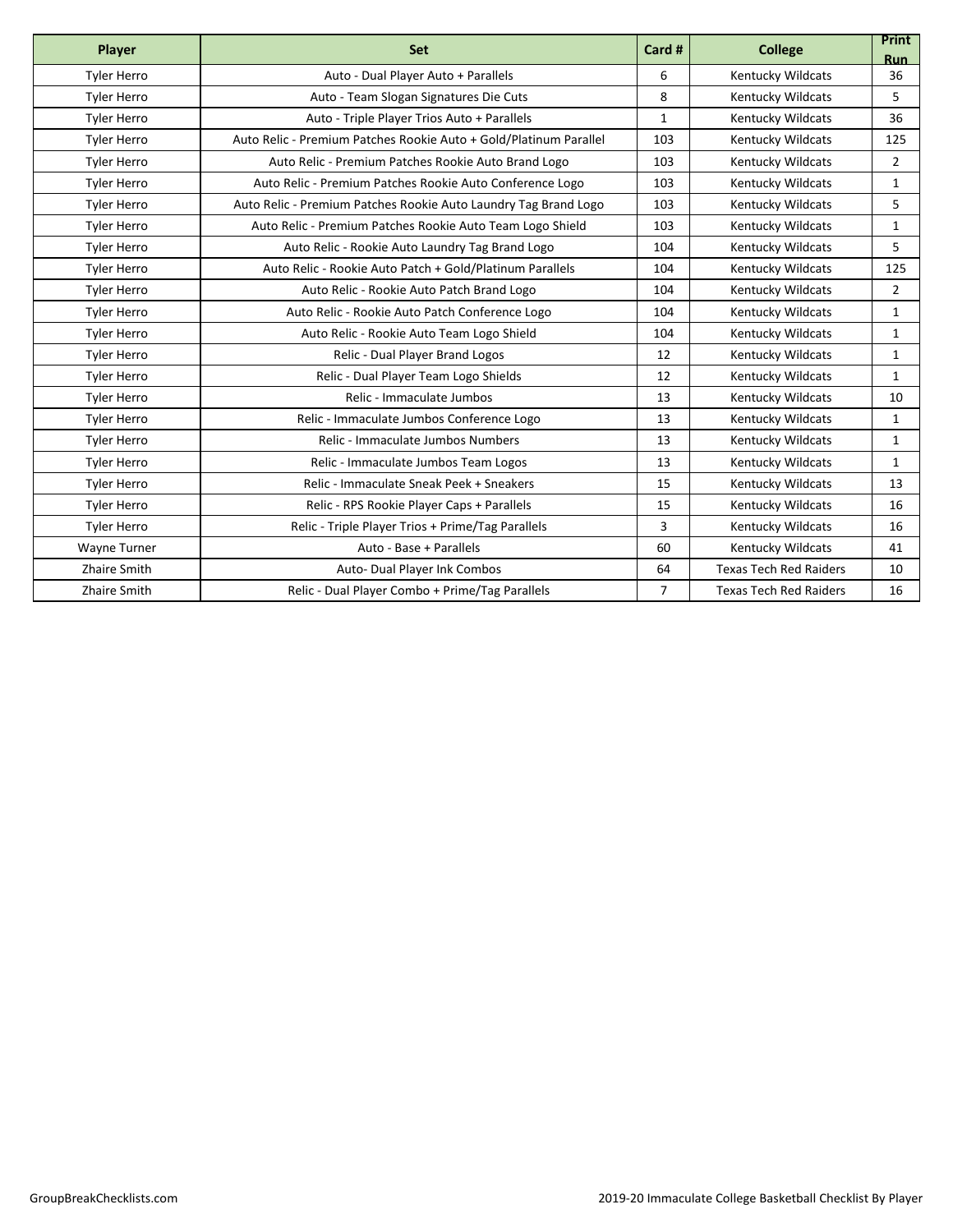| Player | Set | Card # | College | Print Run |
| --- | --- | --- | --- | --- |
| Tyler Herro | Auto - Dual Player Auto + Parallels | 6 | Kentucky Wildcats | 36 |
| Tyler Herro | Auto - Team Slogan Signatures Die Cuts | 8 | Kentucky Wildcats | 5 |
| Tyler Herro | Auto - Triple Player Trios Auto + Parallels | 1 | Kentucky Wildcats | 36 |
| Tyler Herro | Auto Relic - Premium Patches Rookie Auto + Gold/Platinum Parallel | 103 | Kentucky Wildcats | 125 |
| Tyler Herro | Auto Relic - Premium Patches Rookie Auto Brand Logo | 103 | Kentucky Wildcats | 2 |
| Tyler Herro | Auto Relic - Premium Patches Rookie Auto Conference Logo | 103 | Kentucky Wildcats | 1 |
| Tyler Herro | Auto Relic - Premium Patches Rookie Auto Laundry Tag Brand Logo | 103 | Kentucky Wildcats | 5 |
| Tyler Herro | Auto Relic - Premium Patches Rookie Auto Team Logo Shield | 103 | Kentucky Wildcats | 1 |
| Tyler Herro | Auto Relic - Rookie Auto Laundry Tag Brand Logo | 104 | Kentucky Wildcats | 5 |
| Tyler Herro | Auto Relic - Rookie Auto Patch + Gold/Platinum Parallels | 104 | Kentucky Wildcats | 125 |
| Tyler Herro | Auto Relic - Rookie Auto Patch Brand Logo | 104 | Kentucky Wildcats | 2 |
| Tyler Herro | Auto Relic - Rookie Auto Patch Conference Logo | 104 | Kentucky Wildcats | 1 |
| Tyler Herro | Auto Relic - Rookie Auto Team Logo Shield | 104 | Kentucky Wildcats | 1 |
| Tyler Herro | Relic - Dual Player Brand Logos | 12 | Kentucky Wildcats | 1 |
| Tyler Herro | Relic - Dual Player Team Logo Shields | 12 | Kentucky Wildcats | 1 |
| Tyler Herro | Relic - Immaculate Jumbos | 13 | Kentucky Wildcats | 10 |
| Tyler Herro | Relic - Immaculate Jumbos Conference Logo | 13 | Kentucky Wildcats | 1 |
| Tyler Herro | Relic - Immaculate Jumbos Numbers | 13 | Kentucky Wildcats | 1 |
| Tyler Herro | Relic - Immaculate Jumbos Team Logos | 13 | Kentucky Wildcats | 1 |
| Tyler Herro | Relic - Immaculate Sneak Peek + Sneakers | 15 | Kentucky Wildcats | 13 |
| Tyler Herro | Relic - RPS Rookie Player Caps + Parallels | 15 | Kentucky Wildcats | 16 |
| Tyler Herro | Relic - Triple Player Trios + Prime/Tag Parallels | 3 | Kentucky Wildcats | 16 |
| Wayne Turner | Auto - Base + Parallels | 60 | Kentucky Wildcats | 41 |
| Zhaire Smith | Auto- Dual Player Ink Combos | 64 | Texas Tech Red Raiders | 10 |
| Zhaire Smith | Relic - Dual Player Combo + Prime/Tag Parallels | 7 | Texas Tech Red Raiders | 16 |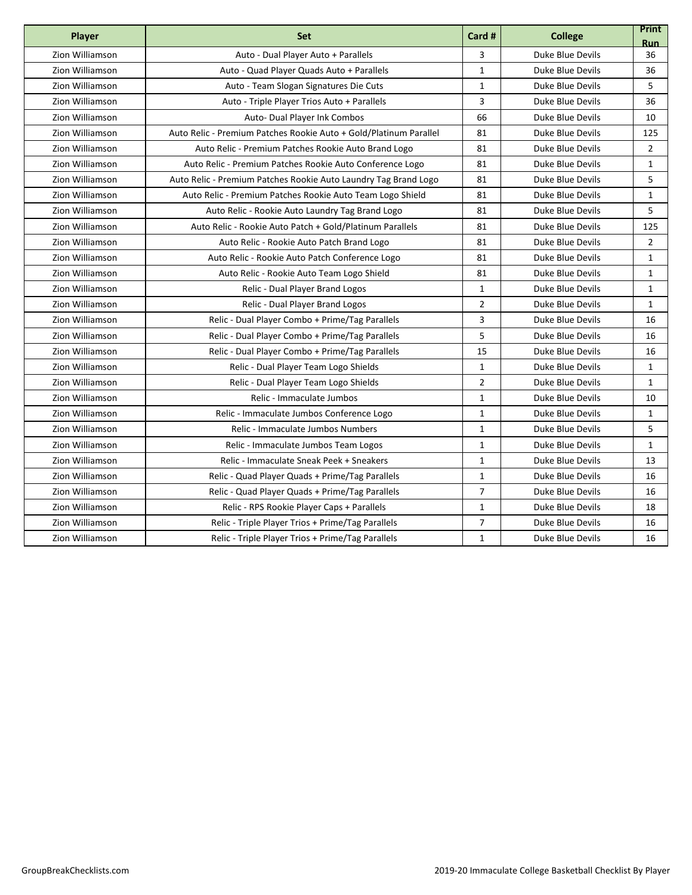| Player | Set | Card # | College | Print Run |
|---|---|---|---|---|
| Zion Williamson | Auto - Dual Player Auto + Parallels | 3 | Duke Blue Devils | 36 |
| Zion Williamson | Auto - Quad Player Quads Auto + Parallels | 1 | Duke Blue Devils | 36 |
| Zion Williamson | Auto - Team Slogan Signatures Die Cuts | 1 | Duke Blue Devils | 5 |
| Zion Williamson | Auto - Triple Player Trios Auto + Parallels | 3 | Duke Blue Devils | 36 |
| Zion Williamson | Auto- Dual Player Ink Combos | 66 | Duke Blue Devils | 10 |
| Zion Williamson | Auto Relic - Premium Patches Rookie Auto + Gold/Platinum Parallel | 81 | Duke Blue Devils | 125 |
| Zion Williamson | Auto Relic - Premium Patches Rookie Auto Brand Logo | 81 | Duke Blue Devils | 2 |
| Zion Williamson | Auto Relic - Premium Patches Rookie Auto Conference Logo | 81 | Duke Blue Devils | 1 |
| Zion Williamson | Auto Relic - Premium Patches Rookie Auto Laundry Tag Brand Logo | 81 | Duke Blue Devils | 5 |
| Zion Williamson | Auto Relic - Premium Patches Rookie Auto Team Logo Shield | 81 | Duke Blue Devils | 1 |
| Zion Williamson | Auto Relic - Rookie Auto Laundry Tag Brand Logo | 81 | Duke Blue Devils | 5 |
| Zion Williamson | Auto Relic - Rookie Auto Patch + Gold/Platinum Parallels | 81 | Duke Blue Devils | 125 |
| Zion Williamson | Auto Relic - Rookie Auto Patch Brand Logo | 81 | Duke Blue Devils | 2 |
| Zion Williamson | Auto Relic - Rookie Auto Patch Conference Logo | 81 | Duke Blue Devils | 1 |
| Zion Williamson | Auto Relic - Rookie Auto Team Logo Shield | 81 | Duke Blue Devils | 1 |
| Zion Williamson | Relic - Dual Player Brand Logos | 1 | Duke Blue Devils | 1 |
| Zion Williamson | Relic - Dual Player Brand Logos | 2 | Duke Blue Devils | 1 |
| Zion Williamson | Relic - Dual Player Combo + Prime/Tag Parallels | 3 | Duke Blue Devils | 16 |
| Zion Williamson | Relic - Dual Player Combo + Prime/Tag Parallels | 5 | Duke Blue Devils | 16 |
| Zion Williamson | Relic - Dual Player Combo + Prime/Tag Parallels | 15 | Duke Blue Devils | 16 |
| Zion Williamson | Relic - Dual Player Team Logo Shields | 1 | Duke Blue Devils | 1 |
| Zion Williamson | Relic - Dual Player Team Logo Shields | 2 | Duke Blue Devils | 1 |
| Zion Williamson | Relic - Immaculate Jumbos | 1 | Duke Blue Devils | 10 |
| Zion Williamson | Relic - Immaculate Jumbos Conference Logo | 1 | Duke Blue Devils | 1 |
| Zion Williamson | Relic - Immaculate Jumbos Numbers | 1 | Duke Blue Devils | 5 |
| Zion Williamson | Relic - Immaculate Jumbos Team Logos | 1 | Duke Blue Devils | 1 |
| Zion Williamson | Relic - Immaculate Sneak Peek + Sneakers | 1 | Duke Blue Devils | 13 |
| Zion Williamson | Relic - Quad Player Quads + Prime/Tag Parallels | 1 | Duke Blue Devils | 16 |
| Zion Williamson | Relic - Quad Player Quads + Prime/Tag Parallels | 7 | Duke Blue Devils | 16 |
| Zion Williamson | Relic - RPS Rookie Player Caps + Parallels | 1 | Duke Blue Devils | 18 |
| Zion Williamson | Relic - Triple Player Trios + Prime/Tag Parallels | 7 | Duke Blue Devils | 16 |
| Zion Williamson | Relic - Triple Player Trios + Prime/Tag Parallels | 1 | Duke Blue Devils | 16 |